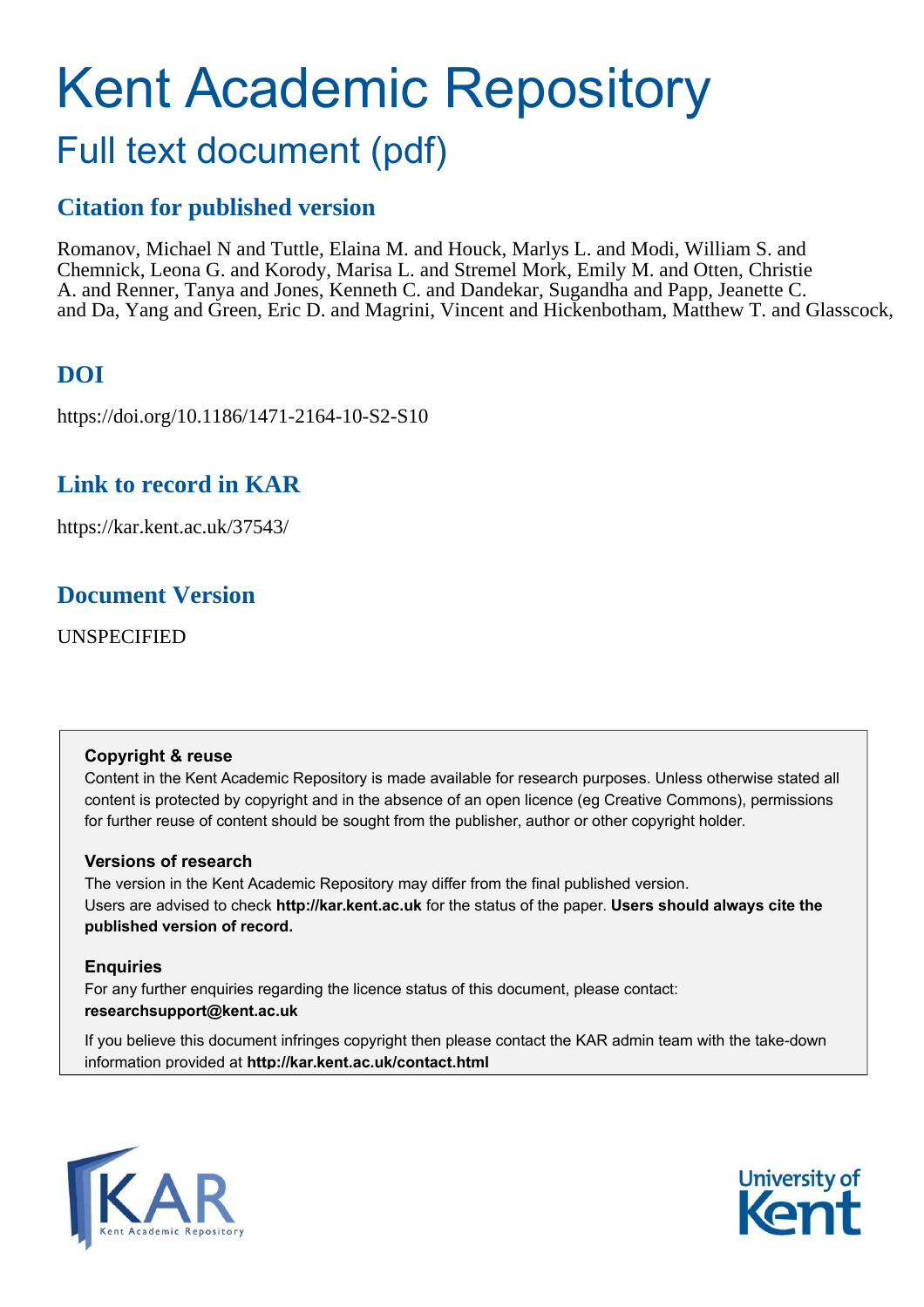# Kent Academic Repository

## Full text document (pdf)

### Citation for published version

Romanov, Michael N and Tuttle, Elaina M. and Houck, Marlys L. and Modi, William S. and Chemnick, Leona G. and Korody, Marisa L. and Stremel Mork, Emily M. and Otten, Christie A. and Renner, Tanya and Jones, Kenneth C. and Dandekar, Sugandha and Papp, Jeanette C. and Da, Yang and Green, Eric D. and Magrini, Vincent and Hickenbotham, Matthew T. and Glasscock,

### DOI

https://doi.org/10.1186/1471-2164-10-S2-S10

### Link to record in KAR

https://kar.kent.ac.uk/37543/

### Document Version

UNSPECIFIED

**Copyright & reuse**

Content in the Kent Academic Repository is made available for research purposes. Unless otherwise stated all content is protected by copyright and in the absence of an open licence (eg Creative Commons), permissions for further reuse of content should be sought from the publisher, author or other copyright holder.

**Versions of research**

The version in the Kent Academic Repository may differ from the final published version. Users are advised to check **http://kar.kent.ac.uk** for the status of the paper. **Users should always cite the published version of record.**

**Enquiries**

For any further enquiries regarding the licence status of this document, please contact: **researchsupport@kent.ac.uk**

If you believe this document infringes copyright then please contact the KAR admin team with the take-down information provided at **http://kar.kent.ac.uk/contact.html**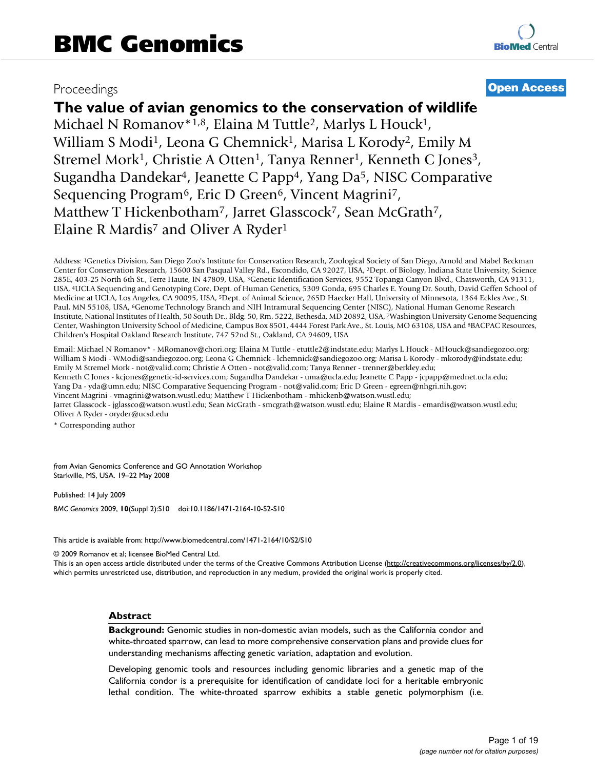# BMC Genomics

Proceedings

**Open Access**

# The value of avian genomics to the conservation of wildlife

Michael N Romanov*[1,8], Elaina M Tuttle[2], Marlys L Houck[1], William S Modi[1], Leona G Chemnick[1], Marisa L Korody[2], Emily M Stremel Mork[1], Christie A Otten[1], Tanya Renner[1], Kenneth C Jones[3], Sugandha Dandekar[4], Jeanette C Papp[4], Yang Da[5], NISC Comparative Sequencing Program[6], Eric D Green[6], Vincent Magrini[7], Matthew T Hickenbotham[7], Jarret Glasscock[7], Sean McGrath[7], Elaine R Mardis[7] and Oliver A Ryder[1]

Address: [1]Genetics Division, San Diego Zoo's Institute for Conservation Research, Zoological Society of San Diego, Arnold and Mabel Beckman Center for Conservation Research, 15600 San Pasqual Valley Rd., Escondido, CA 92027, USA, [2]Dept. of Biology, Indiana State University, Science 285E, 403-25 North 6th St., Terre Haute, IN 47809, USA, [3]Genetic Identification Services, 9552 Topanga Canyon Blvd., Chatsworth, CA 91311, USA, [4]UCLA Sequencing and Genotyping Core, Dept. of Human Genetics, 5309 Gonda, 695 Charles E. Young Dr. South, David Geffen School of Medicine at UCLA, Los Angeles, CA 90095, USA, [5]Dept. of Animal Science, 265D Haecker Hall, University of Minnesota, 1364 Eckles Ave., St. Paul, MN 55108, USA, [6]Genome Technology Branch and NIH Intramural Sequencing Center (NISC), National Human Genome Research Institute, National Institutes of Health, 50 South Dr., Bldg. 50, Rm. 5222, Bethesda, MD 20892, USA, [7]Washington University Genome Sequencing Center, Washington University School of Medicine, Campus Box 8501, 4444 Forest Park Ave., St. Louis, MO 63108, USA and [8]BACPAC Resources, Children's Hospital Oakland Research Institute, 747 52nd St., Oakland, CA 94609, USA

Email: Michael N Romanov* - MRomanov@chori.org; Elaina M Tuttle - etuttle2@indstate.edu; Marlys L Houck - MHouck@sandiegozoo.org; William S Modi - WModi@sandiegozoo.org; Leona G Chemnick - lchemnick@sandiegozoo.org; Marisa L Korody - mkorody@indstate.edu; Emily M Stremel Mork - not@valid.com; Christie A Otten - not@valid.com; Tanya Renner - trenner@berkley.edu; Kenneth C Jones - kcjones@genetic-id-services.com; Sugandha Dandekar - uma@ucla.edu; Jeanette C Papp - jcpapp@mednet.ucla.edu; Yang Da - yda@umn.edu; NISC Comparative Sequencing Program - not@valid.com; Eric D Green - egreen@nhgri.nih.gov; Vincent Magrini - vmagrini@watson.wustl.edu; Matthew T Hickenbotham - mhickenb@watson.wustl.edu; Jarret Glasscock - jglassco@watson.wustl.edu; Sean McGrath - smcgrath@watson.wustl.edu; Elaine R Mardis - emardis@watson.wustl.edu; Oliver A Ryder - oryder@ucsd.edu

\* Corresponding author

*from* Avian Genomics Conference and GO Annotation Workshop
Starkville, MS, USA. 19–22 May 2008

Published: 14 July 2009

*BMC Genomics* 2009, **10**(Suppl 2):S10 doi:10.1186/1471-2164-10-S2-S10

This article is available from: http://www.biomedcentral.com/1471-2164/10/S2/S10

© 2009 Romanov et al; licensee BioMed Central Ltd.
This is an open access article distributed under the terms of the Creative Commons Attribution License (http://creativecommons.org/licenses/by/2.0), which permits unrestricted use, distribution, and reproduction in any medium, provided the original work is properly cited.

## Abstract

**Background:** Genomic studies in non-domestic avian models, such as the California condor and white-throated sparrow, can lead to more comprehensive conservation plans and provide clues for understanding mechanisms affecting genetic variation, adaptation and evolution.

Developing genomic tools and resources including genomic libraries and a genetic map of the California condor is a prerequisite for identification of candidate loci for a heritable embryonic lethal condition. The white-throated sparrow exhibits a stable genetic polymorphism (i.e.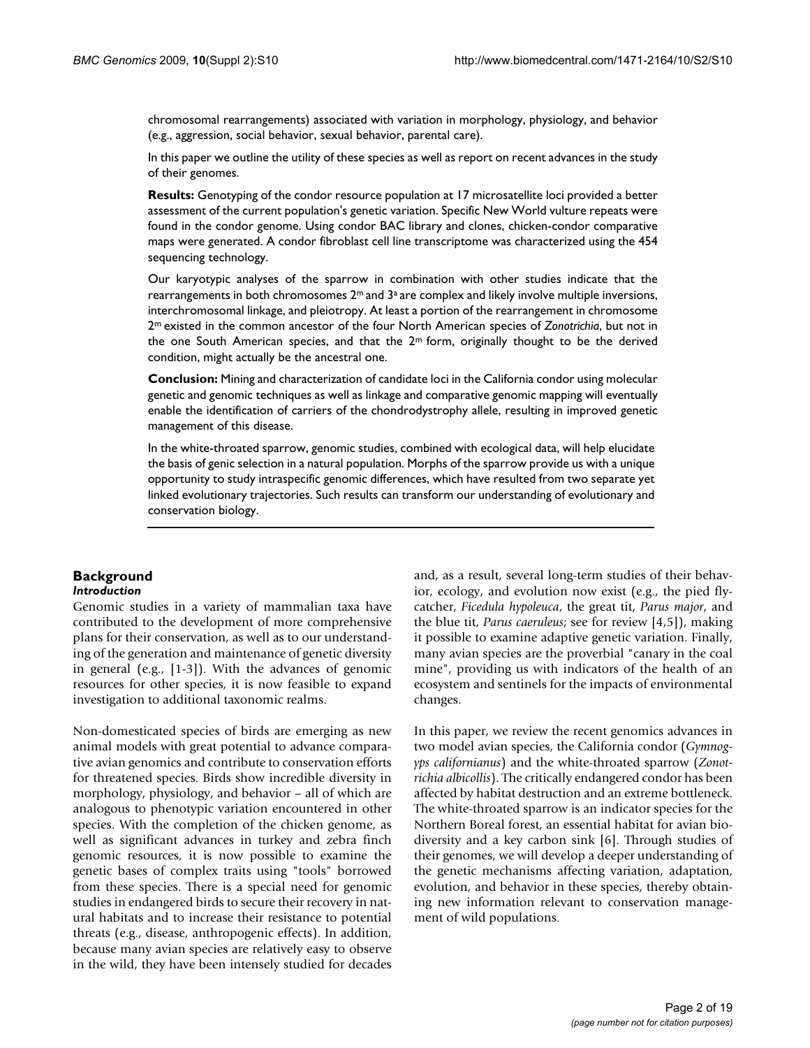chromosomal rearrangements) associated with variation in morphology, physiology, and behavior (e.g., aggression, social behavior, sexual behavior, parental care).

In this paper we outline the utility of these species as well as report on recent advances in the study of their genomes.

**Results:** Genotyping of the condor resource population at 17 microsatellite loci provided a better assessment of the current population's genetic variation. Specific New World vulture repeats were found in the condor genome. Using condor BAC library and clones, chicken-condor comparative maps were generated. A condor fibroblast cell line transcriptome was characterized using the 454 sequencing technology.

Our karyotypic analyses of the sparrow in combination with other studies indicate that the rearrangements in both chromosomes $2^m$ and $3^a$ are complex and likely involve multiple inversions, interchromosomal linkage, and pleiotropy. At least a portion of the rearrangement in chromosome $2^m$ existed in the common ancestor of the four North American species of *Zonotrichia*, but not in the one South American species, and that the $2^m$ form, originally thought to be the derived condition, might actually be the ancestral one.

**Conclusion:** Mining and characterization of candidate loci in the California condor using molecular genetic and genomic techniques as well as linkage and comparative genomic mapping will eventually enable the identification of carriers of the chondrodystrophy allele, resulting in improved genetic management of this disease.

In the white-throated sparrow, genomic studies, combined with ecological data, will help elucidate the basis of genic selection in a natural population. Morphs of the sparrow provide us with a unique opportunity to study intraspecific genomic differences, which have resulted from two separate yet linked evolutionary trajectories. Such results can transform our understanding of evolutionary and conservation biology.

## Background

### *Introduction*

Genomic studies in a variety of mammalian taxa have contributed to the development of more comprehensive plans for their conservation, as well as to our understanding of the generation and maintenance of genetic diversity in general (e.g., [1-3]). With the advances of genomic resources for other species, it is now feasible to expand investigation to additional taxonomic realms.

Non-domesticated species of birds are emerging as new animal models with great potential to advance comparative avian genomics and contribute to conservation efforts for threatened species. Birds show incredible diversity in morphology, physiology, and behavior – all of which are analogous to phenotypic variation encountered in other species. With the completion of the chicken genome, as well as significant advances in turkey and zebra finch genomic resources, it is now possible to examine the genetic bases of complex traits using "tools" borrowed from these species. There is a special need for genomic studies in endangered birds to secure their recovery in natural habitats and to increase their resistance to potential threats (e.g., disease, anthropogenic effects). In addition, because many avian species are relatively easy to observe in the wild, they have been intensely studied for decades and, as a result, several long-term studies of their behavior, ecology, and evolution now exist (e.g., the pied flycatcher, *Ficedula hypoleuca*, the great tit, *Parus major*, and the blue tit, *Parus caeruleus*; see for review [4,5]), making it possible to examine adaptive genetic variation. Finally, many avian species are the proverbial "canary in the coal mine", providing us with indicators of the health of an ecosystem and sentinels for the impacts of environmental changes.

In this paper, we review the recent genomics advances in two model avian species, the California condor (*Gymnogyps californianus*) and the white-throated sparrow (*Zonotrichia albicollis*). The critically endangered condor has been affected by habitat destruction and an extreme bottleneck. The white-throated sparrow is an indicator species for the Northern Boreal forest, an essential habitat for avian biodiversity and a key carbon sink [6]. Through studies of their genomes, we will develop a deeper understanding of the genetic mechanisms affecting variation, adaptation, evolution, and behavior in these species, thereby obtaining new information relevant to conservation management of wild populations.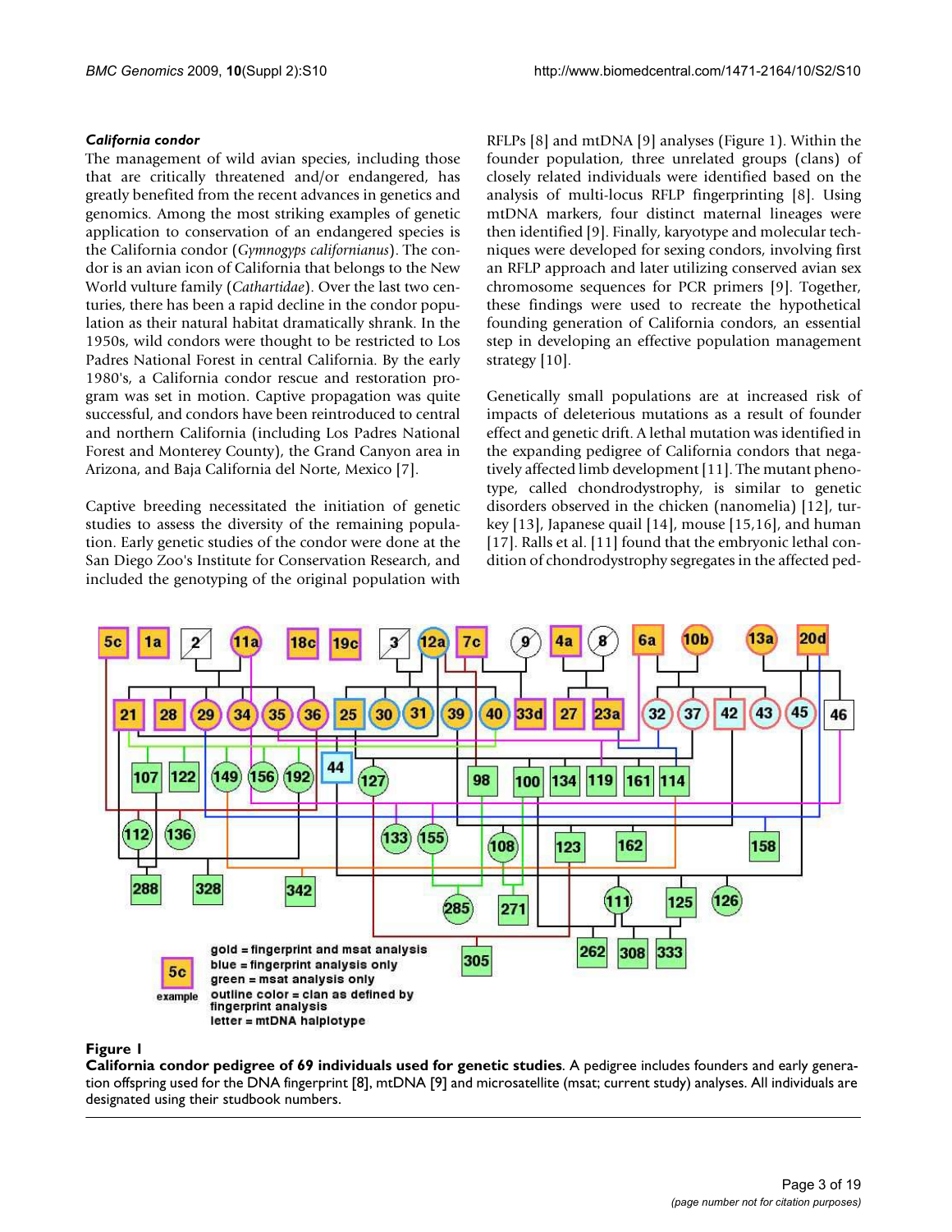### *California condor*

The management of wild avian species, including those that are critically threatened and/or endangered, has greatly benefited from the recent advances in genetics and genomics. Among the most striking examples of genetic application to conservation of an endangered species is the California condor (*Gymnogyps californianus*). The condor is an avian icon of California that belongs to the New World vulture family (*Cathartidae*). Over the last two centuries, there has been a rapid decline in the condor population as their natural habitat dramatically shrank. In the 1950s, wild condors were thought to be restricted to Los Padres National Forest in central California. By the early 1980's, a California condor rescue and restoration program was set in motion. Captive propagation was quite successful, and condors have been reintroduced to central and northern California (including Los Padres National Forest and Monterey County), the Grand Canyon area in Arizona, and Baja California del Norte, Mexico [7].

Captive breeding necessitated the initiation of genetic studies to assess the diversity of the remaining population. Early genetic studies of the condor were done at the San Diego Zoo's Institute for Conservation Research, and included the genotyping of the original population with RFLPs [8] and mtDNA [9] analyses (Figure 1). Within the founder population, three unrelated groups (clans) of closely related individuals were identified based on the analysis of multi-locus RFLP fingerprinting [8]. Using mtDNA markers, four distinct maternal lineages were then identified [9]. Finally, karyotype and molecular techniques were developed for sexing condors, involving first an RFLP approach and later utilizing conserved avian sex chromosome sequences for PCR primers [9]. Together, these findings were used to recreate the hypothetical founding generation of California condors, an essential step in developing an effective population management strategy [10].

Genetically small populations are at increased risk of impacts of deleterious mutations as a result of founder effect and genetic drift. A lethal mutation was identified in the expanding pedigree of California condors that negatively affected limb development [11]. The mutant phenotype, called chondrodystrophy, is similar to genetic disorders observed in the chicken (nanomelia) [12], turkey [13], Japanese quail [14], mouse [15,16], and human [17]. Ralls et al. [11] found that the embryonic lethal condition of chondrodystrophy segregates in the affected ped-

**Figure 1**

**California condor pedigree of 69 individuals used for genetic studies**. A pedigree includes founders and early generation offspring used for the DNA fingerprint [8], mtDNA [9] and microsatellite (msat; current study) analyses. All individuals are designated using their studbook numbers.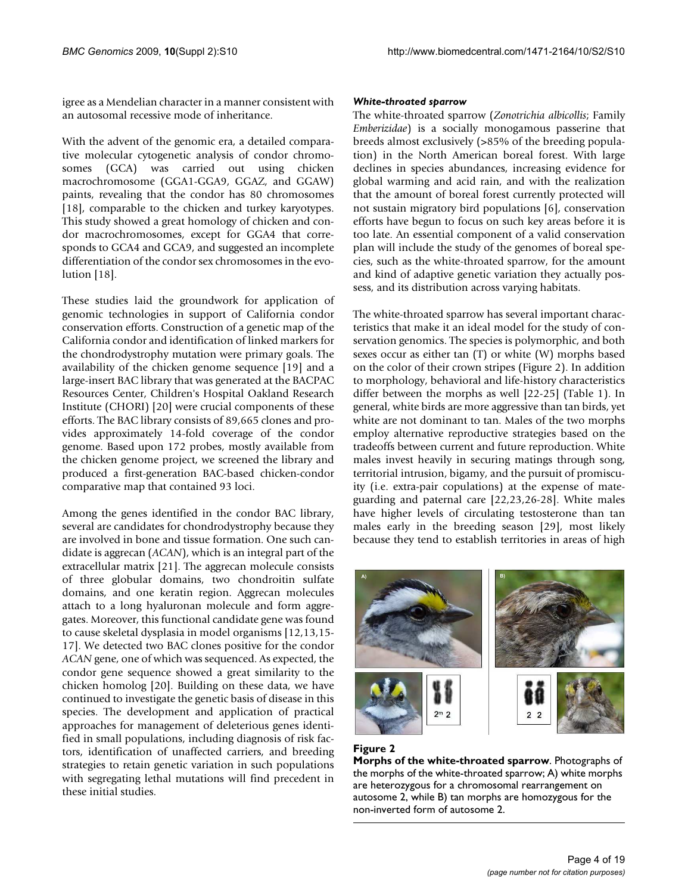igree as a Mendelian character in a manner consistent with an autosomal recessive mode of inheritance.

With the advent of the genomic era, a detailed comparative molecular cytogenetic analysis of condor chromosomes (GCA) was carried out using chicken macrochromosome (GGA1-GGA9, GGAZ, and GGAW) paints, revealing that the condor has 80 chromosomes [18], comparable to the chicken and turkey karyotypes. This study showed a great homology of chicken and condor macrochromosomes, except for GGA4 that corresponds to GCA4 and GCA9, and suggested an incomplete differentiation of the condor sex chromosomes in the evolution [18].

These studies laid the groundwork for application of genomic technologies in support of California condor conservation efforts. Construction of a genetic map of the California condor and identification of linked markers for the chondrodystrophy mutation were primary goals. The availability of the chicken genome sequence [19] and a large-insert BAC library that was generated at the BACPAC Resources Center, Children's Hospital Oakland Research Institute (CHORI) [20] were crucial components of these efforts. The BAC library consists of 89,665 clones and provides approximately 14-fold coverage of the condor genome. Based upon 172 probes, mostly available from the chicken genome project, we screened the library and produced a first-generation BAC-based chicken-condor comparative map that contained 93 loci.

Among the genes identified in the condor BAC library, several are candidates for chondrodystrophy because they are involved in bone and tissue formation. One such candidate is aggrecan (*ACAN*), which is an integral part of the extracellular matrix [21]. The aggrecan molecule consists of three globular domains, two chondroitin sulfate domains, and one keratin region. Aggrecan molecules attach to a long hyaluronan molecule and form aggregates. Moreover, this functional candidate gene was found to cause skeletal dysplasia in model organisms [12,13,15-17]. We detected two BAC clones positive for the condor *ACAN* gene, one of which was sequenced. As expected, the condor gene sequence showed a great similarity to the chicken homolog [20]. Building on these data, we have continued to investigate the genetic basis of disease in this species. The development and application of practical approaches for management of deleterious genes identified in small populations, including diagnosis of risk factors, identification of unaffected carriers, and breeding strategies to retain genetic variation in such populations with segregating lethal mutations will find precedent in these initial studies.

#### *White-throated sparrow*

The white-throated sparrow (*Zonotrichia albicollis*; Family *Emberizidae*) is a socially monogamous passerine that breeds almost exclusively (>85% of the breeding population) in the North American boreal forest. With large declines in species abundances, increasing evidence for global warming and acid rain, and with the realization that the amount of boreal forest currently protected will not sustain migratory bird populations [6], conservation efforts have begun to focus on such key areas before it is too late. An essential component of a valid conservation plan will include the study of the genomes of boreal species, such as the white-throated sparrow, for the amount and kind of adaptive genetic variation they actually possess, and its distribution across varying habitats.

The white-throated sparrow has several important characteristics that make it an ideal model for the study of conservation genomics. The species is polymorphic, and both sexes occur as either tan (T) or white (W) morphs based on the color of their crown stripes (Figure 2). In addition to morphology, behavioral and life-history characteristics differ between the morphs as well [22-25] (Table 1). In general, white birds are more aggressive than tan birds, yet white are not dominant to tan. Males of the two morphs employ alternative reproductive strategies based on the tradeoffs between current and future reproduction. White males invest heavily in securing matings through song, territorial intrusion, bigamy, and the pursuit of promiscuity (i.e. extra-pair copulations) at the expense of mate-guarding and paternal care [22,23,26-28]. White males have higher levels of circulating testosterone than tan males early in the breeding season [29], most likely because they tend to establish territories in areas of high

**Figure 2**
**Morphs of the white-throated sparrow**. Photographs of the morphs of the white-throated sparrow; A) white morphs are heterozygous for a chromosomal rearrangement on autosome 2, while B) tan morphs are homozygous for the non-inverted form of autosome 2.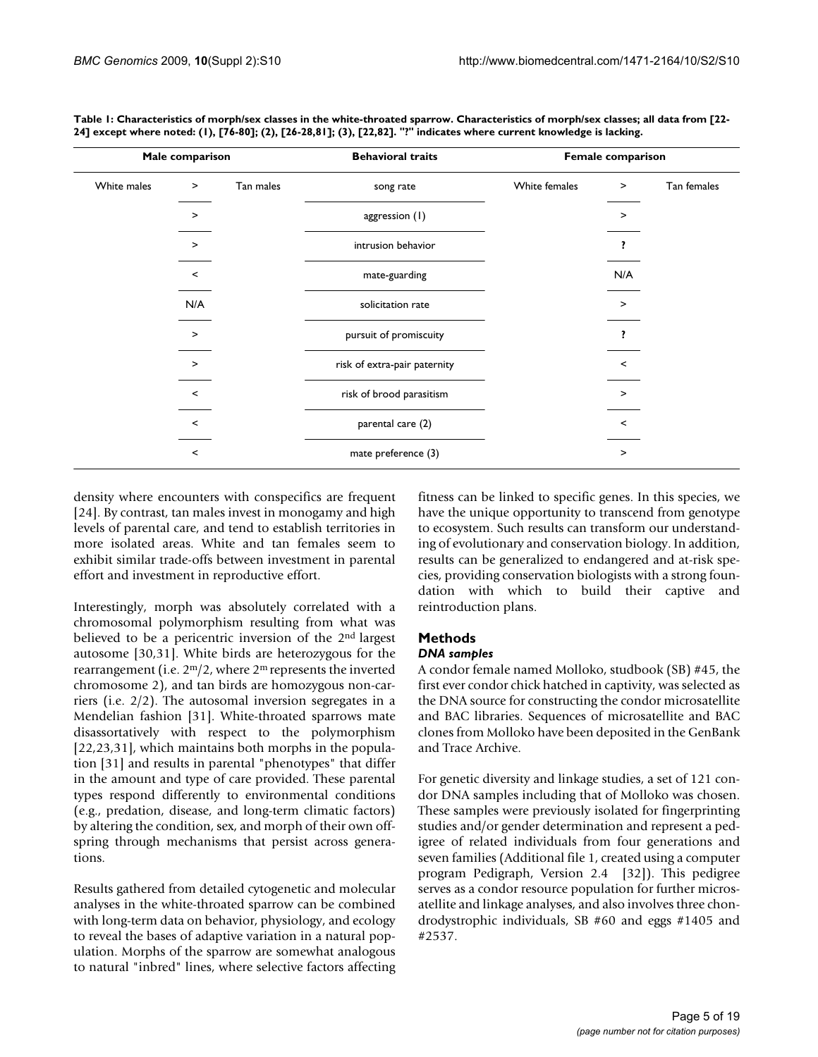**Table 1: Characteristics of morph/sex classes in the white-throated sparrow. Characteristics of morph/sex classes; all data from [22-24] except where noted: (1), [76-80]; (2), [26-28,81]; (3), [22,82]. "?" indicates where current knowledge is lacking.**

| Male comparison | | | Behavioral traits | Female comparison | | |
|---|---|---|---|---|---|---|
| White males | > | Tan males | song rate | White females | > | Tan females |
| | > | | aggression (1) | | > | |
| | > | | intrusion behavior | | ? | |
| | < | | mate-guarding | | N/A | |
| | N/A | | solicitation rate | | > | |
| | > | | pursuit of promiscuity | | ? | |
| | > | | risk of extra-pair paternity | | < | |
| | < | | risk of brood parasitism | | > | |
| | < | | parental care (2) | | < | |
| | < | | mate preference (3) | | > | |

density where encounters with conspecifics are frequent [24]. By contrast, tan males invest in monogamy and high levels of parental care, and tend to establish territories in more isolated areas. White and tan females seem to exhibit similar trade-offs between investment in parental effort and investment in reproductive effort.

Interestingly, morph was absolutely correlated with a chromosomal polymorphism resulting from what was believed to be a pericentric inversion of the 2nd largest autosome [30,31]. White birds are heterozygous for the rearrangement (i.e. $2^m/2$, where $2^m$ represents the inverted chromosome 2), and tan birds are homozygous non-carriers (i.e. 2/2). The autosomal inversion segregates in a Mendelian fashion [31]. White-throated sparrows mate disassortatively with respect to the polymorphism [22,23,31], which maintains both morphs in the population [31] and results in parental "phenotypes" that differ in the amount and type of care provided. These parental types respond differently to environmental conditions (e.g., predation, disease, and long-term climatic factors) by altering the condition, sex, and morph of their own offspring through mechanisms that persist across generations.

Results gathered from detailed cytogenetic and molecular analyses in the white-throated sparrow can be combined with long-term data on behavior, physiology, and ecology to reveal the bases of adaptive variation in a natural population. Morphs of the sparrow are somewhat analogous to natural "inbred" lines, where selective factors affecting fitness can be linked to specific genes. In this species, we have the unique opportunity to transcend from genotype to ecosystem. Such results can transform our understanding of evolutionary and conservation biology. In addition, results can be generalized to endangered and at-risk species, providing conservation biologists with a strong foundation with which to build their captive and reintroduction plans.

## Methods

### *DNA samples*

A condor female named Molloko, studbook (SB) #45, the first ever condor chick hatched in captivity, was selected as the DNA source for constructing the condor microsatellite and BAC libraries. Sequences of microsatellite and BAC clones from Molloko have been deposited in the GenBank and Trace Archive.

For genetic diversity and linkage studies, a set of 121 condor DNA samples including that of Molloko was chosen. These samples were previously isolated for fingerprinting studies and/or gender determination and represent a pedigree of related individuals from four generations and seven families (Additional file 1, created using a computer program Pedigraph, Version 2.4 [32]). This pedigree serves as a condor resource population for further microsatellite and linkage analyses, and also involves three chondrodystrophic individuals, SB #60 and eggs #1405 and #2537.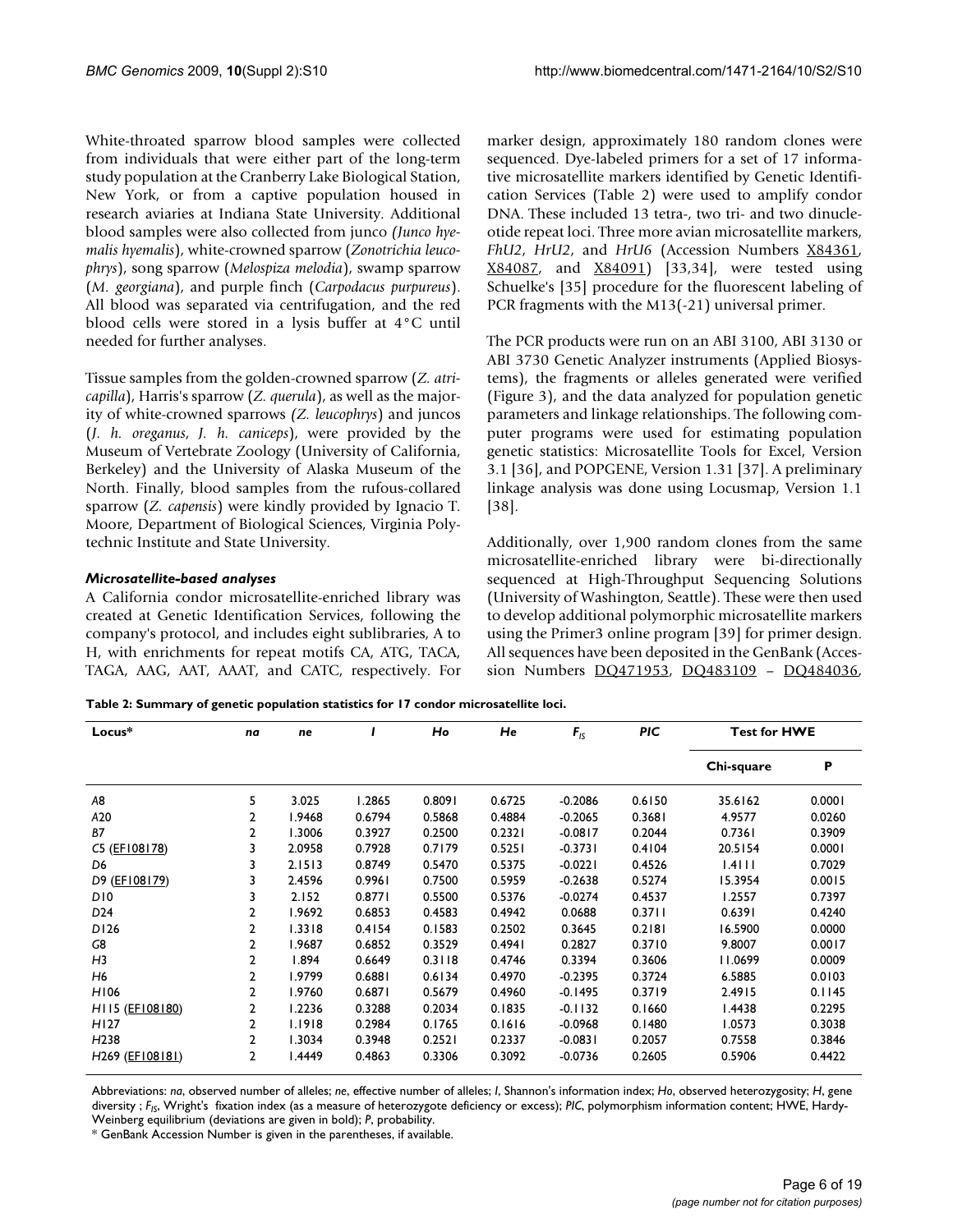White-throated sparrow blood samples were collected from individuals that were either part of the long-term study population at the Cranberry Lake Biological Station, New York, or from a captive population housed in research aviaries at Indiana State University. Additional blood samples were also collected from junco *(Junco hyemalis hyemalis*), white-crowned sparrow (*Zonotrichia leucophrys*), song sparrow (*Melospiza melodia*), swamp sparrow (*M. georgiana*), and purple finch (*Carpodacus purpureus*). All blood was separated via centrifugation, and the red blood cells were stored in a lysis buffer at 4°C until needed for further analyses.

Tissue samples from the golden-crowned sparrow (*Z. atricapilla*), Harris's sparrow (*Z. querula*), as well as the majority of white-crowned sparrows *(Z. leucophrys)* and juncos (*J. h. oreganus*, *J. h. caniceps*), were provided by the Museum of Vertebrate Zoology (University of California, Berkeley) and the University of Alaska Museum of the North. Finally, blood samples from the rufous-collared sparrow (*Z. capensis*) were kindly provided by Ignacio T. Moore, Department of Biological Sciences, Virginia Polytechnic Institute and State University.

#### *Microsatellite-based analyses*

A California condor microsatellite-enriched library was created at Genetic Identification Services, following the company's protocol, and includes eight sublibraries, A to H, with enrichments for repeat motifs CA, ATG, TACA, TAGA, AAG, AAT, AAAT, and CATC, respectively. For marker design, approximately 180 random clones were sequenced. Dye-labeled primers for a set of 17 informative microsatellite markers identified by Genetic Identification Services (Table 2) were used to amplify condor DNA. These included 13 tetra-, two tri- and two dinucleotide repeat loci. Three more avian microsatellite markers, *FhU2*, *HrU2*, and *HrU6* (Accession Numbers X84361, X84087, and X84091) [33,34], were tested using Schuelke's [35] procedure for the fluorescent labeling of PCR fragments with the M13(-21) universal primer.

The PCR products were run on an ABI 3100, ABI 3130 or ABI 3730 Genetic Analyzer instruments (Applied Biosystems), the fragments or alleles generated were verified (Figure 3), and the data analyzed for population genetic parameters and linkage relationships. The following computer programs were used for estimating population genetic statistics: Microsatellite Tools for Excel, Version 3.1 [36], and POPGENE, Version 1.31 [37]. A preliminary linkage analysis was done using Locusmap, Version 1.1 [38].

Additionally, over 1,900 random clones from the same microsatellite-enriched library were bi-directionally sequenced at High-Throughput Sequencing Solutions (University of Washington, Seattle). These were then used to develop additional polymorphic microsatellite markers using the Primer3 online program [39] for primer design. All sequences have been deposited in the GenBank (Accession Numbers DQ471953, DQ483109 – DQ484036,

**Table 2: Summary of genetic population statistics for 17 condor microsatellite loci.**

| Locus* | *na* | *ne* | *I* | *Ho* | *He* | $F_{IS}$ | *PIC* | Test for HWE | |
|---|---|---|---|---|---|---|---|---|---|
| | | | | | | | | Chi-square | P |
| *A8* | 5 | 3.025 | 1.2865 | 0.8091 | 0.6725 | -0.2086 | 0.6150 | 35.6162 | 0.0001 |
| *A20* | 2 | 1.9468 | 0.6794 | 0.5868 | 0.4884 | -0.2065 | 0.3681 | 4.9577 | 0.0260 |
| *B7* | 2 | 1.3006 | 0.3927 | 0.2500 | 0.2321 | -0.0817 | 0.2044 | 0.7361 | 0.3909 |
| *C5* (EF108178) | 3 | 2.0958 | 0.7928 | 0.7179 | 0.5251 | -0.3731 | 0.4104 | 20.5154 | 0.0001 |
| *D6* | 3 | 2.1513 | 0.8749 | 0.5470 | 0.5375 | -0.0221 | 0.4526 | 1.4111 | 0.7029 |
| *D9* (EF108179) | 3 | 2.4596 | 0.9961 | 0.7500 | 0.5959 | -0.2638 | 0.5274 | 15.3954 | 0.0015 |
| *D10* | 3 | 2.152 | 0.8771 | 0.5500 | 0.5376 | -0.0274 | 0.4537 | 1.2557 | 0.7397 |
| *D24* | 2 | 1.9692 | 0.6853 | 0.4583 | 0.4942 | 0.0688 | 0.3711 | 0.6391 | 0.4240 |
| *D126* | 2 | 1.3318 | 0.4154 | 0.1583 | 0.2502 | 0.3645 | 0.2181 | 16.5900 | 0.0000 |
| *G8* | 2 | 1.9687 | 0.6852 | 0.3529 | 0.4941 | 0.2827 | 0.3710 | 9.8007 | 0.0017 |
| *H3* | 2 | 1.894 | 0.6649 | 0.3118 | 0.4746 | 0.3394 | 0.3606 | 11.0699 | 0.0009 |
| *H6* | 2 | 1.9799 | 0.6881 | 0.6134 | 0.4970 | -0.2395 | 0.3724 | 6.5885 | 0.0103 |
| *H106* | 2 | 1.9760 | 0.6871 | 0.5679 | 0.4960 | -0.1495 | 0.3719 | 2.4915 | 0.1145 |
| *H115* (EF108180) | 2 | 1.2236 | 0.3288 | 0.2034 | 0.1835 | -0.1132 | 0.1660 | 1.4438 | 0.2295 |
| *H127* | 2 | 1.1918 | 0.2984 | 0.1765 | 0.1616 | -0.0968 | 0.1480 | 1.0573 | 0.3038 |
| *H238* | 2 | 1.3034 | 0.3948 | 0.2521 | 0.2337 | -0.0831 | 0.2057 | 0.7558 | 0.3846 |
| *H269* (EF108181) | 2 | 1.4449 | 0.4863 | 0.3306 | 0.3092 | -0.0736 | 0.2605 | 0.5906 | 0.4422 |

Abbreviations: *na*, observed number of alleles; *ne*, effective number of alleles; *I*, Shannon's information index; *Ho*, observed heterozygosity; *H*, gene diversity ; $F_{IS}$, Wright's fixation index (as a measure of heterozygote deficiency or excess); *PIC*, polymorphism information content; HWE, Hardy-Weinberg equilibrium (deviations are given in bold); *P*, probability.

* GenBank Accession Number is given in the parentheses, if available.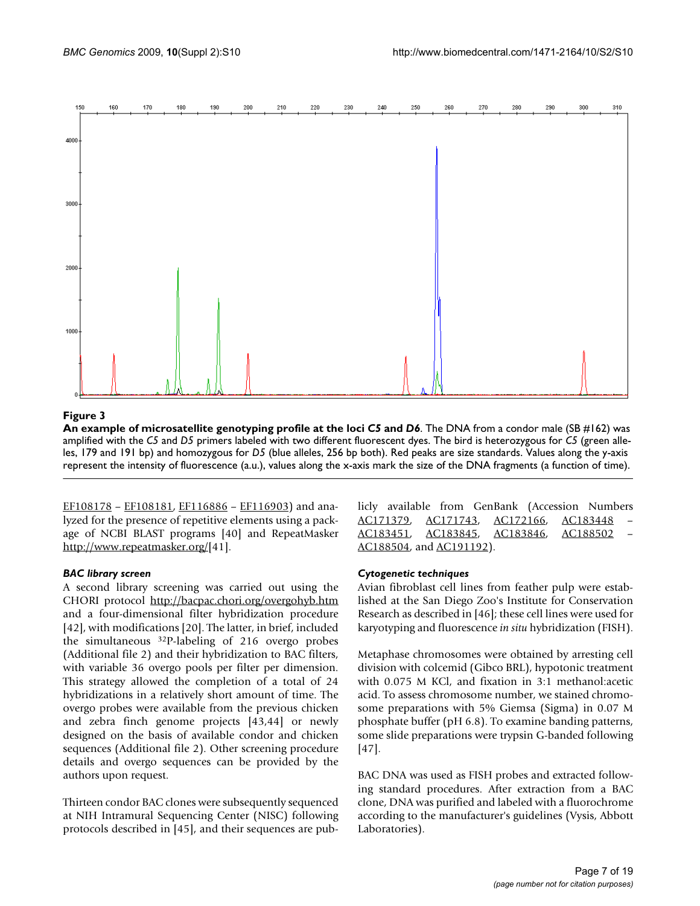**Figure 3**

**An example of microsatellite genotyping profile at the loci *C5* and *D6***. The DNA from a condor male (SB #162) was amplified with the *C5* and *D5* primers labeled with two different fluorescent dyes. The bird is heterozygous for *C5* (green alleles, 179 and 191 bp) and homozygous for *D5* (blue alleles, 256 bp both). Red peaks are size standards. Values along the y-axis represent the intensity of fluorescence (a.u.), values along the x-axis mark the size of the DNA fragments (a function of time).

EF108178 – EF108181, EF116886 – EF116903) and analyzed for the presence of repetitive elements using a package of NCBI BLAST programs [40] and RepeatMasker http://www.repeatmasker.org/[41].

### *BAC library screen*

A second library screening was carried out using the CHORI protocol http://bacpac.chori.org/overgohyb.htm and a four-dimensional filter hybridization procedure [42], with modifications [20]. The latter, in brief, included the simultaneous $^{32}$P-labeling of 216 overgo probes (Additional file 2) and their hybridization to BAC filters, with variable 36 overgo pools per filter per dimension. This strategy allowed the completion of a total of 24 hybridizations in a relatively short amount of time. The overgo probes were available from the previous chicken and zebra finch genome projects [43,44] or newly designed on the basis of available condor and chicken sequences (Additional file 2). Other screening procedure details and overgo sequences can be provided by the authors upon request.

Thirteen condor BAC clones were subsequently sequenced at NIH Intramural Sequencing Center (NISC) following protocols described in [45], and their sequences are publicly available from GenBank (Accession Numbers AC171379, AC171743, AC172166, AC183448 – AC183451, AC183845, AC183846, AC188502 – AC188504, and AC191192).

### *Cytogenetic techniques*

Avian fibroblast cell lines from feather pulp were established at the San Diego Zoo's Institute for Conservation Research as described in [46]; these cell lines were used for karyotyping and fluorescence *in situ* hybridization (FISH).

Metaphase chromosomes were obtained by arresting cell division with colcemid (Gibco BRL), hypotonic treatment with 0.075 M KCl, and fixation in 3:1 methanol:acetic acid. To assess chromosome number, we stained chromosome preparations with 5% Giemsa (Sigma) in 0.07 M phosphate buffer (pH 6.8). To examine banding patterns, some slide preparations were trypsin G-banded following [47].

BAC DNA was used as FISH probes and extracted following standard procedures. After extraction from a BAC clone, DNA was purified and labeled with a fluorochrome according to the manufacturer's guidelines (Vysis, Abbott Laboratories).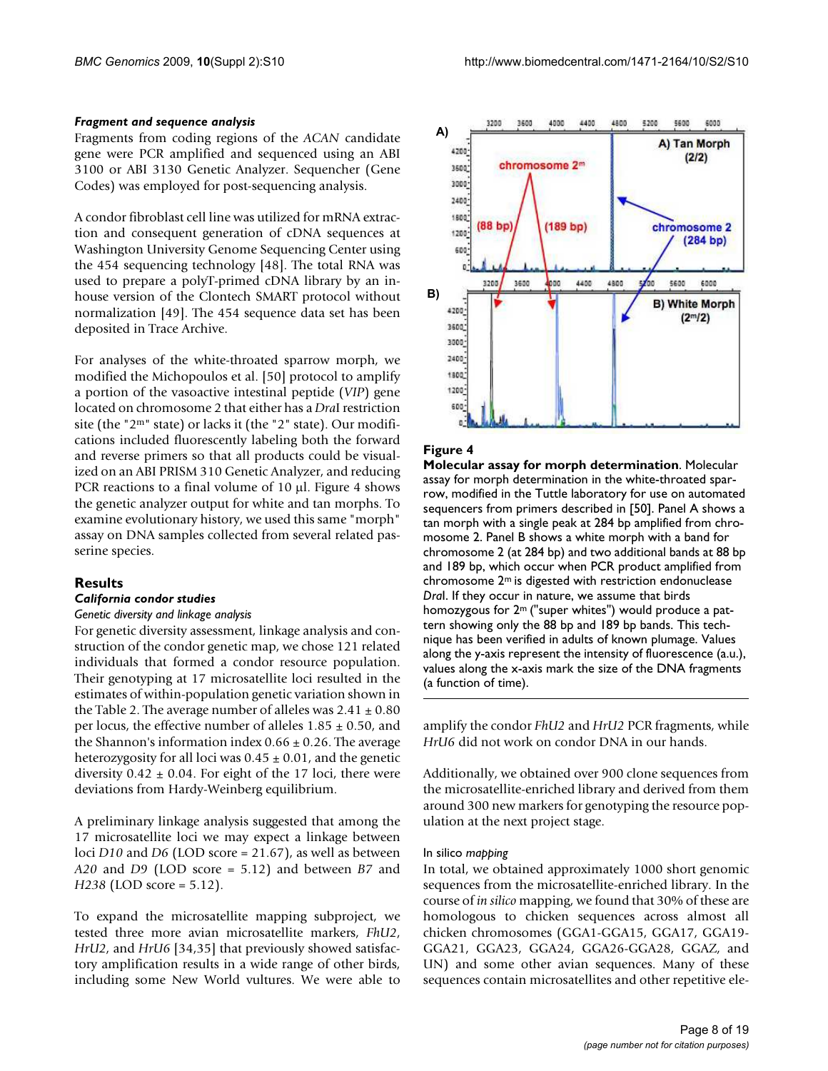#### *Fragment and sequence analysis*

Fragments from coding regions of the *ACAN* candidate gene were PCR amplified and sequenced using an ABI 3100 or ABI 3130 Genetic Analyzer. Sequencher (Gene Codes) was employed for post-sequencing analysis.

A condor fibroblast cell line was utilized for mRNA extraction and consequent generation of cDNA sequences at Washington University Genome Sequencing Center using the 454 sequencing technology [48]. The total RNA was used to prepare a polyT-primed cDNA library by an in-house version of the Clontech SMART protocol without normalization [49]. The 454 sequence data set has been deposited in Trace Archive.

For analyses of the white-throated sparrow morph, we modified the Michopoulos et al. [50] protocol to amplify a portion of the vasoactive intestinal peptide (*VIP*) gene located on chromosome 2 that either has a *Dra*I restriction site (the "2m" state) or lacks it (the "2" state). Our modifications included fluorescently labeling both the forward and reverse primers so that all products could be visualized on an ABI PRISM 310 Genetic Analyzer, and reducing PCR reactions to a final volume of 10 μl. Figure 4 shows the genetic analyzer output for white and tan morphs. To examine evolutionary history, we used this same "morph" assay on DNA samples collected from several related passerine species.

## Results

### *California condor studies*

#### *Genetic diversity and linkage analysis*

For genetic diversity assessment, linkage analysis and construction of the condor genetic map, we chose 121 related individuals that formed a condor resource population. Their genotyping at 17 microsatellite loci resulted in the estimates of within-population genetic variation shown in the Table 2. The average number of alleles was 2.41 ± 0.80 per locus, the effective number of alleles 1.85 ± 0.50, and the Shannon's information index 0.66 ± 0.26. The average heterozygosity for all loci was 0.45 ± 0.01, and the genetic diversity 0.42 ± 0.04. For eight of the 17 loci, there were deviations from Hardy-Weinberg equilibrium.

A preliminary linkage analysis suggested that among the 17 microsatellite loci we may expect a linkage between loci *D10* and *D6* (LOD score = 21.67), as well as between *A20* and *D9* (LOD score = 5.12) and between *B7* and *H238* (LOD score = 5.12).

To expand the microsatellite mapping subproject, we tested three more avian microsatellite markers, *FhU2*, *HrU2*, and *HrU6* [34,35] that previously showed satisfactory amplification results in a wide range of other birds, including some New World vultures. We were able to amplify the condor *FhU2* and *HrU2* PCR fragments, while *HrU6* did not work on condor DNA in our hands.

Additionally, we obtained over 900 clone sequences from the microsatellite-enriched library and derived from them around 300 new markers for genotyping the resource population at the next project stage.

#### In silico *mapping*

In total, we obtained approximately 1000 short genomic sequences from the microsatellite-enriched library. In the course of *in silico* mapping, we found that 30% of these are homologous to chicken sequences across almost all chicken chromosomes (GGA1-GGA15, GGA17, GGA19-GGA21, GGA23, GGA24, GGA26-GGA28, GGAZ, and UN) and some other avian sequences. Many of these sequences contain microsatellites and other repetitive ele-

**Figure 4**
**Molecular assay for morph determination**. Molecular assay for morph determination in the white-throated sparrow, modified in the Tuttle laboratory for use on automated sequencers from primers described in [50]. Panel A shows a tan morph with a single peak at 284 bp amplified from chromosome 2. Panel B shows a white morph with a band for chromosome 2 (at 284 bp) and two additional bands at 88 bp and 189 bp, which occur when PCR product amplified from chromosome 2m is digested with restriction endonuclease *Dra*I. If they occur in nature, we assume that birds homozygous for 2m ("super whites") would produce a pattern showing only the 88 bp and 189 bp bands. This technique has been verified in adults of known plumage. Values along the y-axis represent the intensity of fluorescence (a.u.), values along the x-axis mark the size of the DNA fragments (a function of time).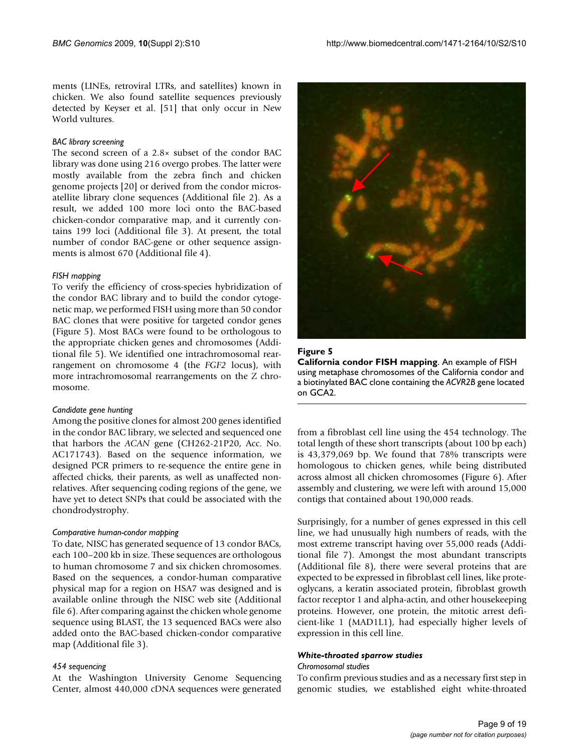ments (LINEs, retroviral LTRs, and satellites) known in chicken. We also found satellite sequences previously detected by Keyser et al. [51] that only occur in New World vultures.

#### *BAC library screening*

The second screen of a 2.8× subset of the condor BAC library was done using 216 overgo probes. The latter were mostly available from the zebra finch and chicken genome projects [20] or derived from the condor microsatellite library clone sequences (Additional file 2). As a result, we added 100 more loci onto the BAC-based chicken-condor comparative map, and it currently contains 199 loci (Additional file 3). At present, the total number of condor BAC-gene or other sequence assignments is almost 670 (Additional file 4).

#### *FISH mapping*

To verify the efficiency of cross-species hybridization of the condor BAC library and to build the condor cytogenetic map, we performed FISH using more than 50 condor BAC clones that were positive for targeted condor genes (Figure 5). Most BACs were found to be orthologous to the appropriate chicken genes and chromosomes (Additional file 5). We identified one intrachromosomal rearrangement on chromosome 4 (the *FGF2* locus), with more intrachromosomal rearrangements on the Z chromosome.

**Figure 5**

**California condor FISH mapping**. An example of FISH using metaphase chromosomes of the California condor and a biotinylated BAC clone containing the *ACVR2B* gene located on GCA2.

#### *Candidate gene hunting*

Among the positive clones for almost 200 genes identified in the condor BAC library, we selected and sequenced one that harbors the *ACAN* gene (CH262-21P20, Acc. No. AC171743). Based on the sequence information, we designed PCR primers to re-sequence the entire gene in affected chicks, their parents, as well as unaffected nonrelatives. After sequencing coding regions of the gene, we have yet to detect SNPs that could be associated with the chondrodystrophy.

#### *Comparative human-condor mapping*

To date, NISC has generated sequence of 13 condor BACs, each 100–200 kb in size. These sequences are orthologous to human chromosome 7 and six chicken chromosomes. Based on the sequences, a condor-human comparative physical map for a region on HSA7 was designed and is available online through the NISC web site (Additional file 6). After comparing against the chicken whole genome sequence using BLAST, the 13 sequenced BACs were also added onto the BAC-based chicken-condor comparative map (Additional file 3).

#### *454 sequencing*

At the Washington University Genome Sequencing Center, almost 440,000 cDNA sequences were generated from a fibroblast cell line using the 454 technology. The total length of these short transcripts (about 100 bp each) is 43,379,069 bp. We found that 78% transcripts were homologous to chicken genes, while being distributed across almost all chicken chromosomes (Figure 6). After assembly and clustering, we were left with around 15,000 contigs that contained about 190,000 reads.

Surprisingly, for a number of genes expressed in this cell line, we had unusually high numbers of reads, with the most extreme transcript having over 55,000 reads (Additional file 7). Amongst the most abundant transcripts (Additional file 8), there were several proteins that are expected to be expressed in fibroblast cell lines, like proteoglycans, a keratin associated protein, fibroblast growth factor receptor 1 and alpha-actin, and other housekeeping proteins. However, one protein, the mitotic arrest deficient-like 1 (MAD1L1), had especially higher levels of expression in this cell line.

### ***White-throated sparrow studies***

#### *Chromosomal studies*

To confirm previous studies and as a necessary first step in genomic studies, we established eight white-throated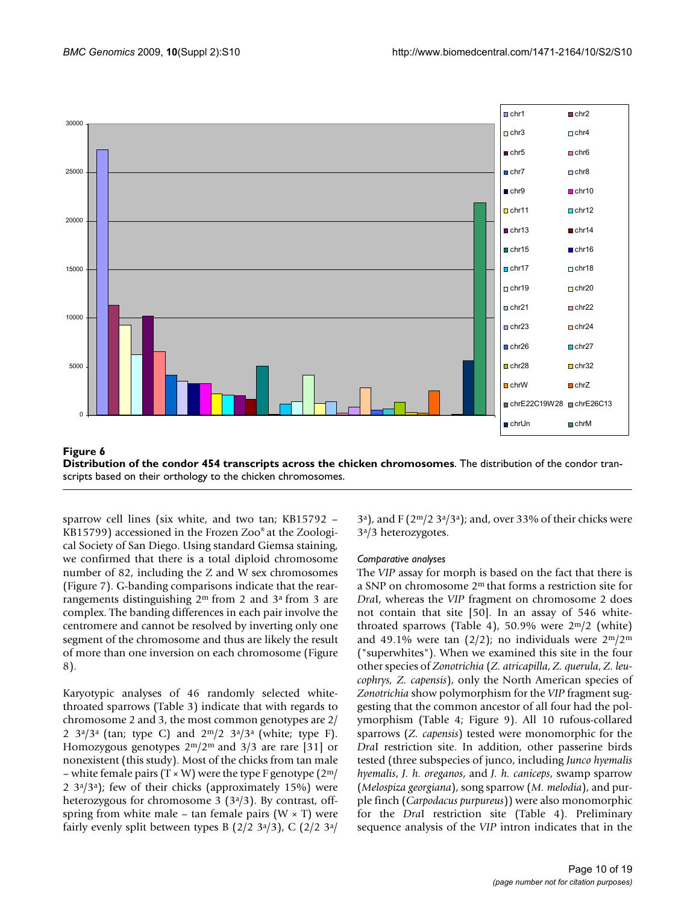**Figure 6**

**Distribution of the condor 454 transcripts across the chicken chromosomes**. The distribution of the condor transcripts based on their orthology to the chicken chromosomes.

sparrow cell lines (six white, and two tan; KB15792 – KB15799) accessioned in the Frozen Zoo® at the Zoological Society of San Diego. Using standard Giemsa staining, we confirmed that there is a total diploid chromosome number of 82, including the Z and W sex chromosomes (Figure 7). G-banding comparisons indicate that the rearrangements distinguishing $2^m$ from 2 and $3^a$ from 3 are complex. The banding differences in each pair involve the centromere and cannot be resolved by inverting only one segment of the chromosome and thus are likely the result of more than one inversion on each chromosome (Figure 8).

Karyotypic analyses of 46 randomly selected white-throated sparrows (Table 3) indicate that with regards to chromosome 2 and 3, the most common genotypes are $2/2$ $3^a/3^a$ (tan; type C) and $2^m/2$ $3^a/3^a$ (white; type F). Homozygous genotypes $2^m/2^m$ and $3/3$ are rare [31] or nonexistent (this study). Most of the chicks from tan male – white female pairs (T × W) were the type F genotype ($2^m/2$ $3^a/3^a$); few of their chicks (approximately 15%) were heterozygous for chromosome 3 ($3^a/3$). By contrast, offspring from white male – tan female pairs (W × T) were fairly evenly split between types B ($2/2$ $3^a/3$), C ($2/2$ $3^a/3^a$), and F ($2^m/2$ $3^a/3^a$); and, over 33% of their chicks were $3^a/3$ heterozygotes.

### *Comparative analyses*

The *VIP* assay for morph is based on the fact that there is a SNP on chromosome $2^m$ that forms a restriction site for *Dra*I, whereas the *VIP* fragment on chromosome 2 does not contain that site [50]. In an assay of 546 white-throated sparrows (Table 4), 50.9% were $2^m/2$ (white) and 49.1% were tan ($2/2$); no individuals were $2^m/2^m$ ("superwhites"). When we examined this site in the four other species of *Zonotrichia* (*Z. atricapilla*, *Z. querula*, *Z. leucophrys*, *Z. capensis*), only the North American species of *Zonotrichia* show polymorphism for the *VIP* fragment suggesting that the common ancestor of all four had the polymorphism (Table 4; Figure 9). All 10 rufous-collared sparrows (*Z. capensis*) tested were monomorphic for the *Dra*I restriction site. In addition, other passerine birds tested (three subspecies of junco, including *Junco hyemalis hyemalis*, *J. h. oreganos*, and *J. h. caniceps*, swamp sparrow (*Melospiza georgiana*), song sparrow (*M. melodia*), and purple finch (*Carpodacus purpureus*)) were also monomorphic for the *Dra*I restriction site (Table 4). Preliminary sequence analysis of the *VIP* intron indicates that in the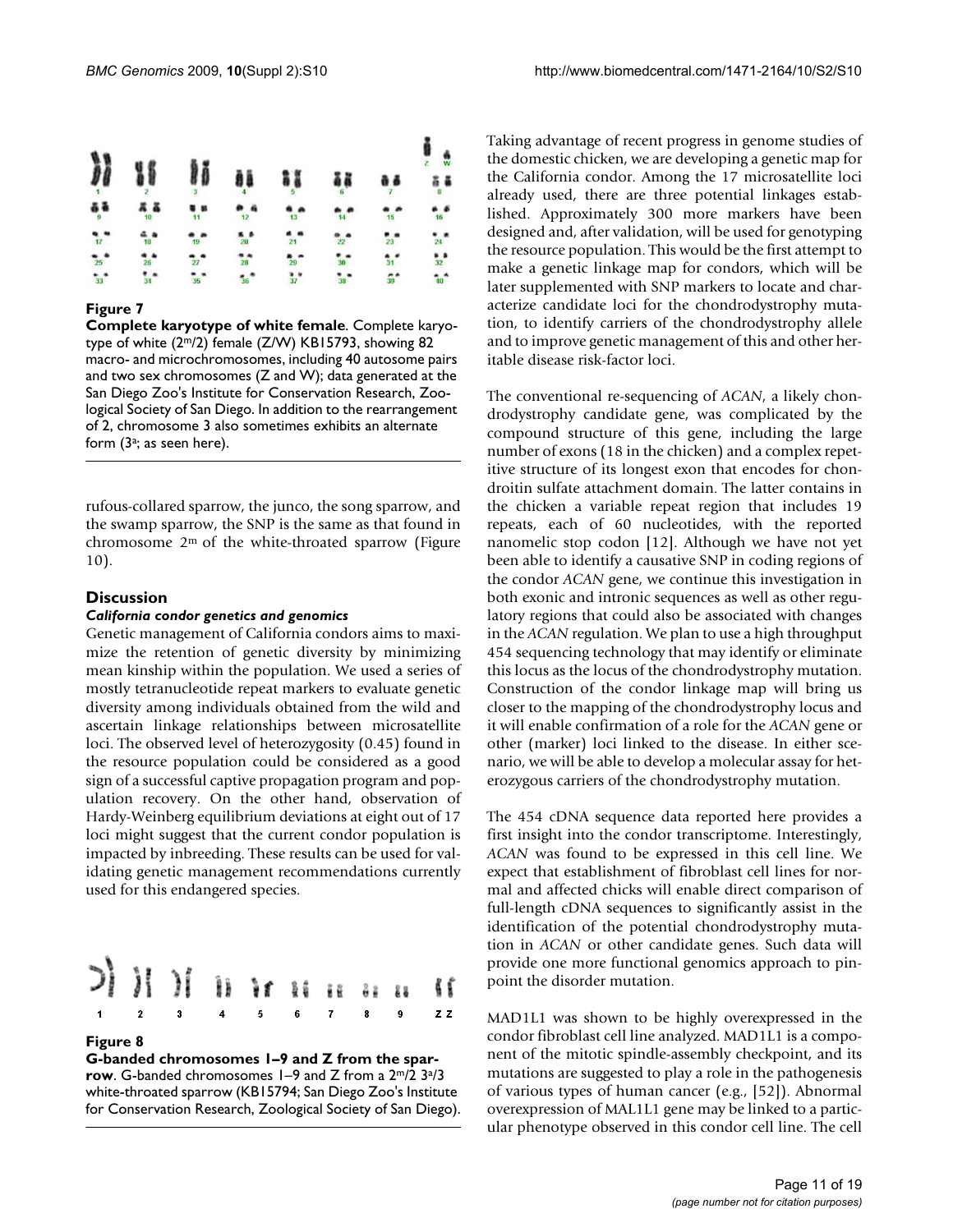**Figure 7**

**Complete karyotype of white female**. Complete karyotype of white ($2^m/2$) female (Z/W) KB15793, showing 82 macro- and microchromosomes, including 40 autosome pairs and two sex chromosomes (Z and W); data generated at the San Diego Zoo's Institute for Conservation Research, Zoological Society of San Diego. In addition to the rearrangement of 2, chromosome 3 also sometimes exhibits an alternate form ($3^a$; as seen here).

rufous-collared sparrow, the junco, the song sparrow, and the swamp sparrow, the SNP is the same as that found in chromosome $2^m$ of the white-throated sparrow (Figure 10).

## Discussion

### *California condor genetics and genomics*

Genetic management of California condors aims to maximize the retention of genetic diversity by minimizing mean kinship within the population. We used a series of mostly tetranucleotide repeat markers to evaluate genetic diversity among individuals obtained from the wild and ascertain linkage relationships between microsatellite loci. The observed level of heterozygosity (0.45) found in the resource population could be considered as a good sign of a successful captive propagation program and population recovery. On the other hand, observation of Hardy-Weinberg equilibrium deviations at eight out of 17 loci might suggest that the current condor population is impacted by inbreeding. These results can be used for validating genetic management recommendations currently used for this endangered species.

**Figure 8**

**G-banded chromosomes 1–9 and Z from the sparrow**. G-banded chromosomes 1–9 and Z from a $2^m/2$ $3^a/3$ white-throated sparrow (KB15794; San Diego Zoo's Institute for Conservation Research, Zoological Society of San Diego).

Taking advantage of recent progress in genome studies of the domestic chicken, we are developing a genetic map for the California condor. Among the 17 microsatellite loci already used, there are three potential linkages established. Approximately 300 more markers have been designed and, after validation, will be used for genotyping the resource population. This would be the first attempt to make a genetic linkage map for condors, which will be later supplemented with SNP markers to locate and characterize candidate loci for the chondrodystrophy mutation, to identify carriers of the chondrodystrophy allele and to improve genetic management of this and other heritable disease risk-factor loci.

The conventional re-sequencing of *ACAN*, a likely chondrodystrophy candidate gene, was complicated by the compound structure of this gene, including the large number of exons (18 in the chicken) and a complex repetitive structure of its longest exon that encodes for chondroitin sulfate attachment domain. The latter contains in the chicken a variable repeat region that includes 19 repeats, each of 60 nucleotides, with the reported nanomelic stop codon [12]. Although we have not yet been able to identify a causative SNP in coding regions of the condor *ACAN* gene, we continue this investigation in both exonic and intronic sequences as well as other regulatory regions that could also be associated with changes in the *ACAN* regulation. We plan to use a high throughput 454 sequencing technology that may identify or eliminate this locus as the locus of the chondrodystrophy mutation. Construction of the condor linkage map will bring us closer to the mapping of the chondrodystrophy locus and it will enable confirmation of a role for the *ACAN* gene or other (marker) loci linked to the disease. In either scenario, we will be able to develop a molecular assay for heterozygous carriers of the chondrodystrophy mutation.

The 454 cDNA sequence data reported here provides a first insight into the condor transcriptome. Interestingly, *ACAN* was found to be expressed in this cell line. We expect that establishment of fibroblast cell lines for normal and affected chicks will enable direct comparison of full-length cDNA sequences to significantly assist in the identification of the potential chondrodystrophy mutation in *ACAN* or other candidate genes. Such data will provide one more functional genomics approach to pinpoint the disorder mutation.

MAD1L1 was shown to be highly overexpressed in the condor fibroblast cell line analyzed. MAD1L1 is a component of the mitotic spindle-assembly checkpoint, and its mutations are suggested to play a role in the pathogenesis of various types of human cancer (e.g., [52]). Abnormal overexpression of MAL1L1 gene may be linked to a particular phenotype observed in this condor cell line. The cell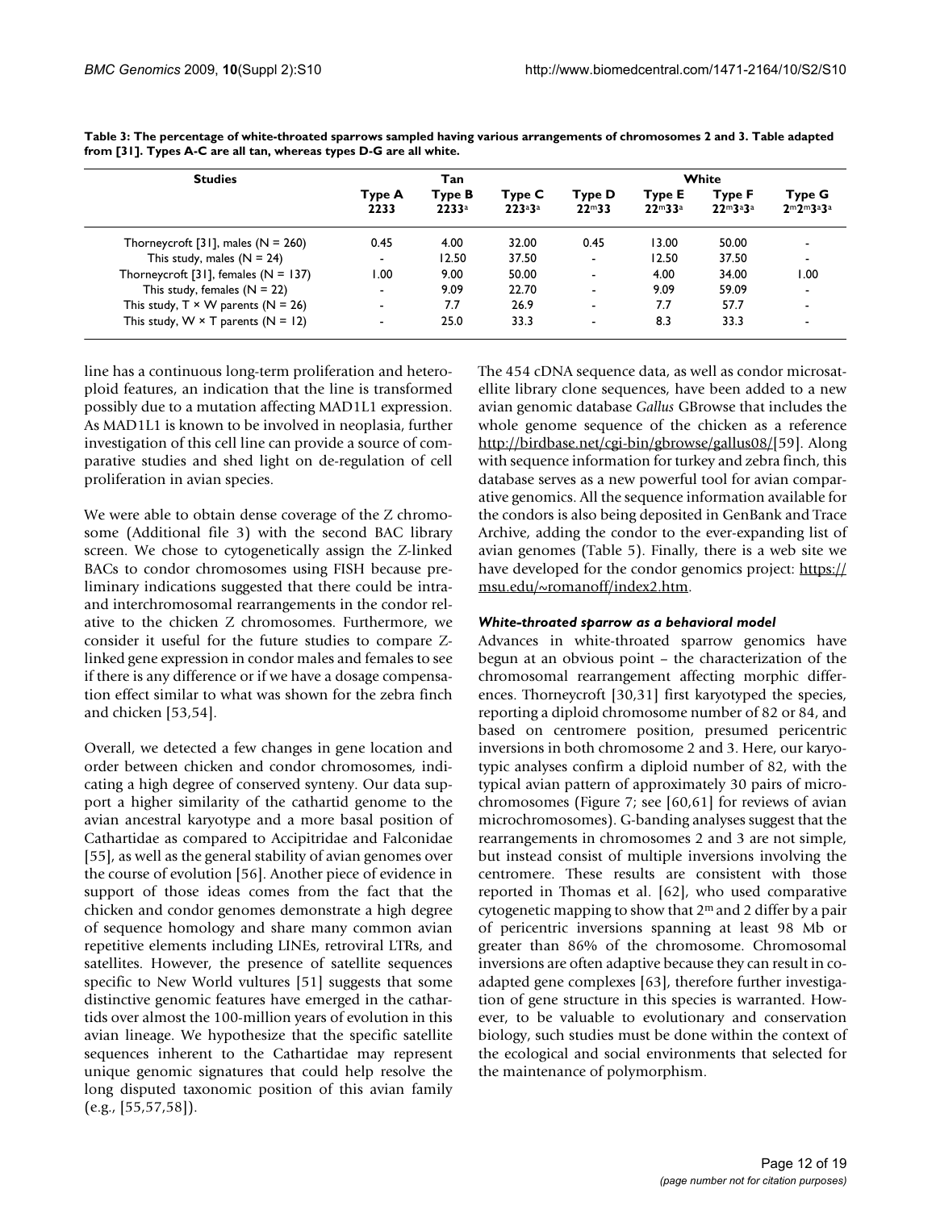**Table 3: The percentage of white-throated sparrows sampled having various arrangements of chromosomes 2 and 3. Table adapted from [31]. Types A-C are all tan, whereas types D-G are all white.**

| Studies | Tan | | | White | | | |
|---|---|---|---|---|---|---|---|
| | Type A 2233 | Type B $2233^a$ | Type C $223^a3^a$ | Type D $22^m33$ | Type E $22^m33^a$ | Type F $22^m3^a3^a$ | Type G $2^m2^m3^a3^a$ |
| Thorneycroft [31], males (N = 260) | 0.45 | 4.00 | 32.00 | 0.45 | 13.00 | 50.00 | - |
| This study, males (N = 24) | - | 12.50 | 37.50 | - | 12.50 | 37.50 | - |
| Thorneycroft [31], females (N = 137) | 1.00 | 9.00 | 50.00 | - | 4.00 | 34.00 | 1.00 |
| This study, females (N = 22) | - | 9.09 | 22.70 | - | 9.09 | 59.09 | - |
| This study, T × W parents (N = 26) | - | 7.7 | 26.9 | - | 7.7 | 57.7 | - |
| This study, W × T parents (N = 12) | - | 25.0 | 33.3 | - | 8.3 | 33.3 | - |

line has a continuous long-term proliferation and heteroploid features, an indication that the line is transformed possibly due to a mutation affecting MAD1L1 expression. As MAD1L1 is known to be involved in neoplasia, further investigation of this cell line can provide a source of comparative studies and shed light on de-regulation of cell proliferation in avian species.

We were able to obtain dense coverage of the Z chromosome (Additional file 3) with the second BAC library screen. We chose to cytogenetically assign the Z-linked BACs to condor chromosomes using FISH because preliminary indications suggested that there could be intra- and interchromosomal rearrangements in the condor relative to the chicken Z chromosomes. Furthermore, we consider it useful for the future studies to compare Z-linked gene expression in condor males and females to see if there is any difference or if we have a dosage compensation effect similar to what was shown for the zebra finch and chicken [53,54].

Overall, we detected a few changes in gene location and order between chicken and condor chromosomes, indicating a high degree of conserved synteny. Our data support a higher similarity of the cathartid genome to the avian ancestral karyotype and a more basal position of Cathartidae as compared to Accipitridae and Falconidae [55], as well as the general stability of avian genomes over the course of evolution [56]. Another piece of evidence in support of those ideas comes from the fact that the chicken and condor genomes demonstrate a high degree of sequence homology and share many common avian repetitive elements including LINEs, retroviral LTRs, and satellites. However, the presence of satellite sequences specific to New World vultures [51] suggests that some distinctive genomic features have emerged in the cathartids over almost the 100-million years of evolution in this avian lineage. We hypothesize that the specific satellite sequences inherent to the Cathartidae may represent unique genomic signatures that could help resolve the long disputed taxonomic position of this avian family (e.g., [55,57,58]).

The 454 cDNA sequence data, as well as condor microsatellite library clone sequences, have been added to a new avian genomic database *Gallus* GBrowse that includes the whole genome sequence of the chicken as a reference http://birdbase.net/cgi-bin/gbrowse/gallus08/[59]. Along with sequence information for turkey and zebra finch, this database serves as a new powerful tool for avian comparative genomics. All the sequence information available for the condors is also being deposited in GenBank and Trace Archive, adding the condor to the ever-expanding list of avian genomes (Table 5). Finally, there is a web site we have developed for the condor genomics project: https://msu.edu/~romanoff/index2.htm.

### *White-throated sparrow as a behavioral model*

Advances in white-throated sparrow genomics have begun at an obvious point – the characterization of the chromosomal rearrangement affecting morphic differences. Thorneycroft [30,31] first karyotyped the species, reporting a diploid chromosome number of 82 or 84, and based on centromere position, presumed pericentric inversions in both chromosome 2 and 3. Here, our karyotypic analyses confirm a diploid number of 82, with the typical avian pattern of approximately 30 pairs of microchromosomes (Figure 7; see [60,61] for reviews of avian microchromosomes). G-banding analyses suggest that the rearrangements in chromosomes 2 and 3 are not simple, but instead consist of multiple inversions involving the centromere. These results are consistent with those reported in Thomas et al. [62], who used comparative cytogenetic mapping to show that $2^m$ and 2 differ by a pair of pericentric inversions spanning at least 98 Mb or greater than 86% of the chromosome. Chromosomal inversions are often adaptive because they can result in co-adapted gene complexes [63], therefore further investigation of gene structure in this species is warranted. However, to be valuable to evolutionary and conservation biology, such studies must be done within the context of the ecological and social environments that selected for the maintenance of polymorphism.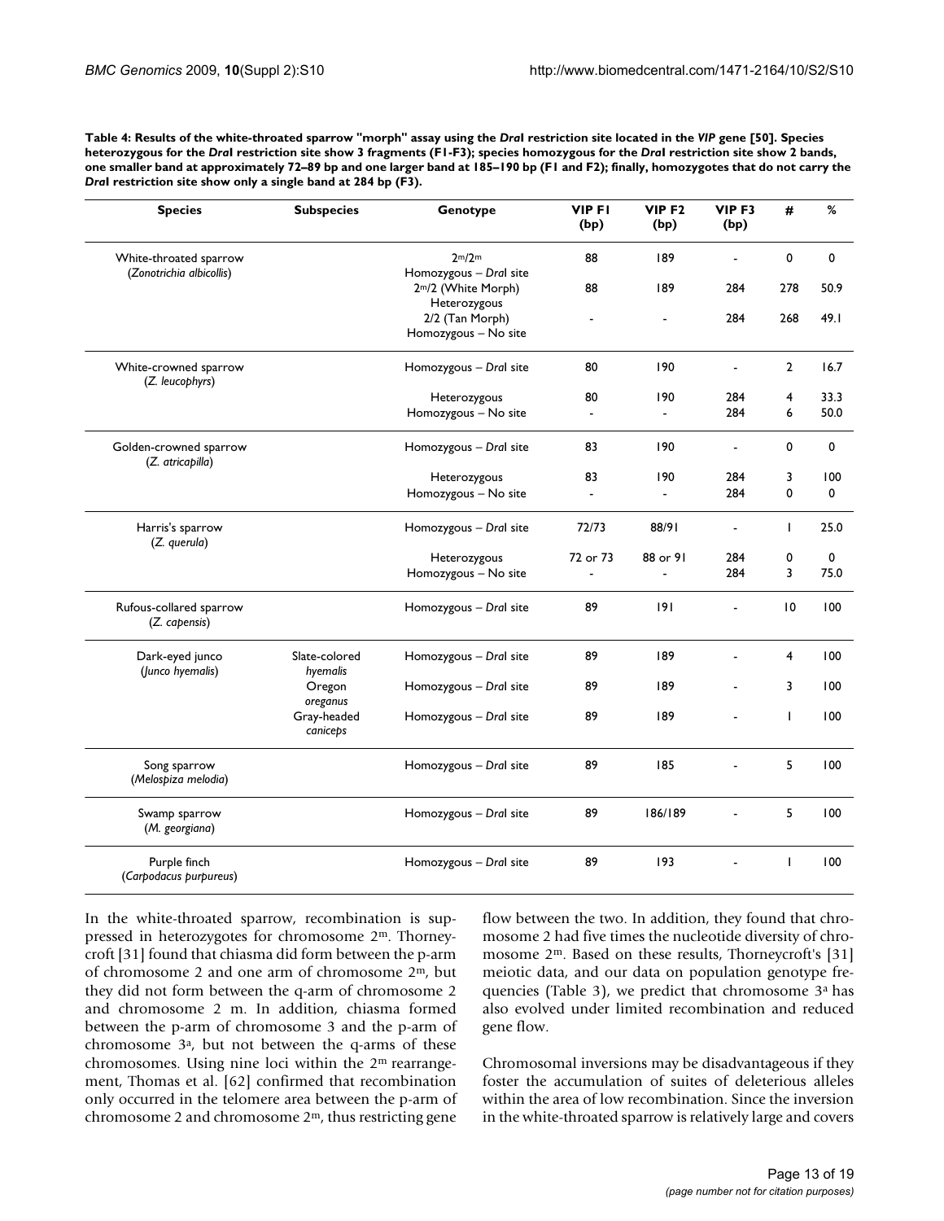**Table 4: Results of the white-throated sparrow "morph" assay using the *Dra*I restriction site located in the *VIP* gene [50]. Species heterozygous for the *Dra*I restriction site show 3 fragments (F1-F3); species homozygous for the *Dra*I restriction site show 2 bands, one smaller band at approximately 72–89 bp and one larger band at 185–190 bp (F1 and F2); finally, homozygotes that do not carry the *Dra*I restriction site show only a single band at 284 bp (F3).**

| Species | Subspecies | Genotype | VIP F1 (bp) | VIP F2 (bp) | VIP F3 (bp) | # | % |
| --- | --- | --- | --- | --- | --- | --- | --- |
| White-throated sparrow (*Zonotrichia albicollis*) | | $2^m/2^m$ Homozygous – *Dra*I site | 88 | 189 | - | 0 | 0 |
| | | $2^m/2$ (White Morph) Heterozygous | 88 | 189 | 284 | 278 | 50.9 |
| | | 2/2 (Tan Morph) Homozygous – No site | - | - | 284 | 268 | 49.1 |
| White-crowned sparrow (*Z. leucophyrs*) | | Homozygous – *Dra*I site | 80 | 190 | - | 2 | 16.7 |
| | | Heterozygous | 80 | 190 | 284 | 4 | 33.3 |
| | | Homozygous – No site | - | - | 284 | 6 | 50.0 |
| Golden-crowned sparrow (*Z. atricapilla*) | | Homozygous – *Dra*I site | 83 | 190 | - | 0 | 0 |
| | | Heterozygous | 83 | 190 | 284 | 3 | 100 |
| | | Homozygous – No site | - | - | 284 | 0 | 0 |
| Harris's sparrow (*Z. querula*) | | Homozygous – *Dra*I site | 72/73 | 88/91 | - | 1 | 25.0 |
| | | Heterozygous | 72 or 73 | 88 or 91 | 284 | 0 | 0 |
| | | Homozygous – No site | - | - | 284 | 3 | 75.0 |
| Rufous-collared sparrow (*Z. capensis*) | | Homozygous – *Dra*I site | 89 | 191 | - | 10 | 100 |
| Dark-eyed junco (*Junco hyemalis*) | Slate-colored *hyemalis* | Homozygous – *Dra*I site | 89 | 189 | - | 4 | 100 |
| | Oregon *oreganus* | Homozygous – *Dra*I site | 89 | 189 | - | 3 | 100 |
| | Gray-headed *caniceps* | Homozygous – *Dra*I site | 89 | 189 | - | 1 | 100 |
| Song sparrow (*Melospiza melodia*) | | Homozygous – *Dra*I site | 89 | 185 | - | 5 | 100 |
| Swamp sparrow (*M. georgiana*) | | Homozygous – *Dra*I site | 89 | 186/189 | - | 5 | 100 |
| Purple finch (*Carpodacus purpureus*) | | Homozygous – *Dra*I site | 89 | 193 | - | 1 | 100 |

In the white-throated sparrow, recombination is suppressed in heterozygotes for chromosome $2^m$. Thorneycroft [31] found that chiasma did form between the p-arm of chromosome 2 and one arm of chromosome $2^m$, but they did not form between the q-arm of chromosome 2 and chromosome 2 m. In addition, chiasma formed between the p-arm of chromosome 3 and the p-arm of chromosome $3^a$, but not between the q-arms of these chromosomes. Using nine loci within the $2^m$ rearrangement, Thomas et al. [62] confirmed that recombination only occurred in the telomere area between the p-arm of chromosome 2 and chromosome $2^m$, thus restricting gene flow between the two. In addition, they found that chromosome 2 had five times the nucleotide diversity of chromosome $2^m$. Based on these results, Thorneycroft's [31] meiotic data, and our data on population genotype frequencies (Table 3), we predict that chromosome $3^a$ has also evolved under limited recombination and reduced gene flow.

Chromosomal inversions may be disadvantageous if they foster the accumulation of suites of deleterious alleles within the area of low recombination. Since the inversion in the white-throated sparrow is relatively large and covers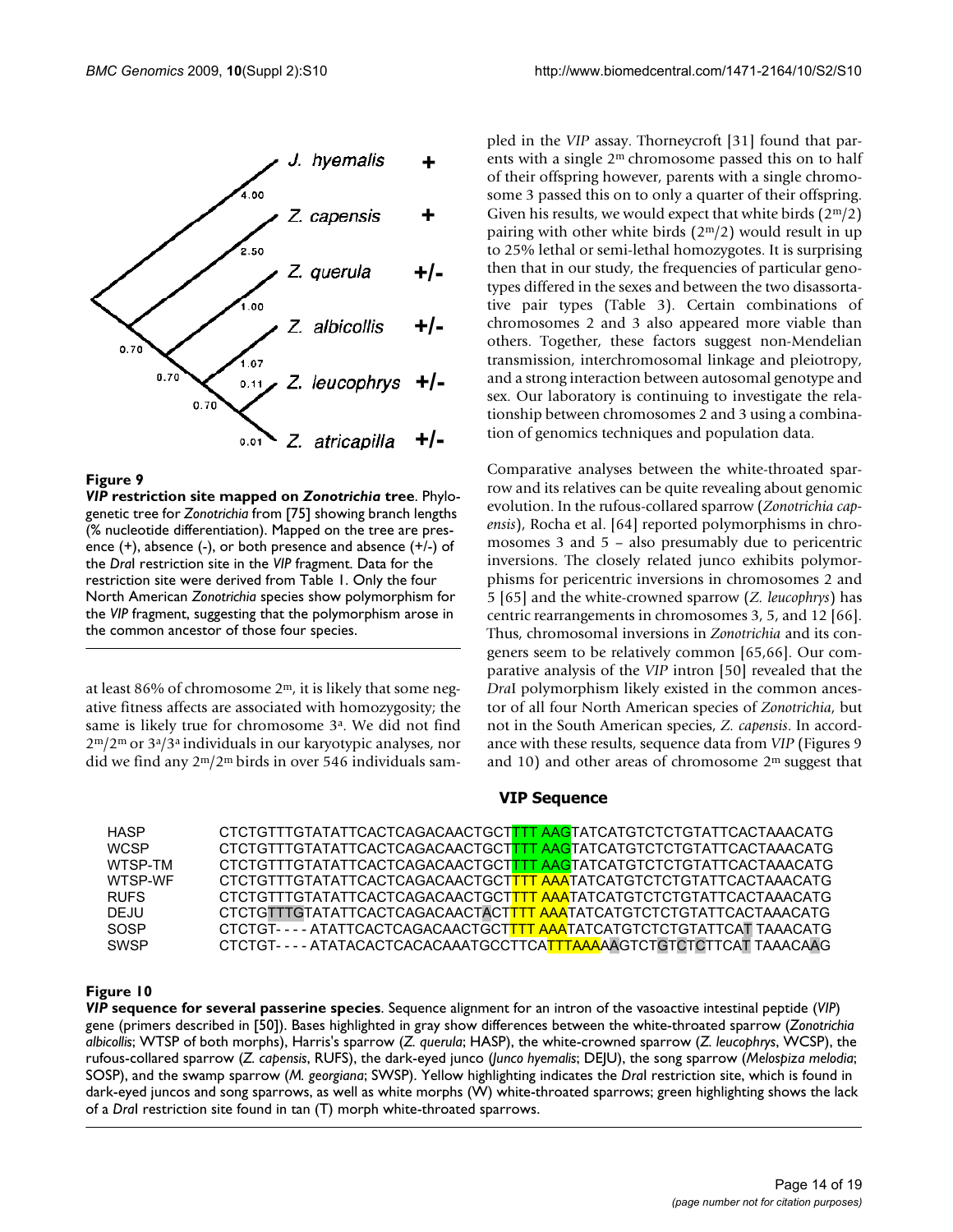**Figure 9**

***VIP* restriction site mapped on *Zonotrichia* tree**. Phylogenetic tree for *Zonotrichia* from [75] showing branch lengths (% nucleotide differentiation). Mapped on the tree are presence (+), absence (-), or both presence and absence (+/-) of the *Dra*I restriction site in the *VIP* fragment. Data for the restriction site were derived from Table 1. Only the four North American *Zonotrichia* species show polymorphism for the *VIP* fragment, suggesting that the polymorphism arose in the common ancestor of those four species.

at least 86% of chromosome $2^m$, it is likely that some negative fitness affects are associated with homozygosity; the same is likely true for chromosome $3^a$. We did not find $2^m/2^m$ or $3^a/3^a$ individuals in our karyotypic analyses, nor did we find any $2^m/2^m$ birds in over 546 individuals sampled in the *VIP* assay. Thorneycroft [31] found that parents with a single $2^m$ chromosome passed this on to half of their offspring however, parents with a single chromosome 3 passed this on to only a quarter of their offspring. Given his results, we would expect that white birds ($2^m/2$) pairing with other white birds ($2^m/2$) would result in up to 25% lethal or semi-lethal homozygotes. It is surprising then that in our study, the frequencies of particular genotypes differed in the sexes and between the two disassortative pair types (Table 3). Certain combinations of chromosomes 2 and 3 also appeared more viable than others. Together, these factors suggest non-Mendelian transmission, interchromosomal linkage and pleiotropy, and a strong interaction between autosomal genotype and sex. Our laboratory is continuing to investigate the relationship between chromosomes 2 and 3 using a combination of genomics techniques and population data.

Comparative analyses between the white-throated sparrow and its relatives can be quite revealing about genomic evolution. In the rufous-collared sparrow (*Zonotrichia capensis*), Rocha et al. [64] reported polymorphisms in chromosomes 3 and 5 – also presumably due to pericentric inversions. The closely related junco exhibits polymorphisms for pericentric inversions in chromosomes 2 and 5 [65] and the white-crowned sparrow (*Z. leucophrys*) has centric rearrangements in chromosomes 3, 5, and 12 [66]. Thus, chromosomal inversions in *Zonotrichia* and its congeners seem to be relatively common [65,66]. Our comparative analysis of the *VIP* intron [50] revealed that the *Dra*I polymorphism likely existed in the common ancestor of all four North American species of *Zonotrichia*, but not in the South American species, *Z. capensis*. In accordance with these results, sequence data from *VIP* (Figures 9 and 10) and other areas of chromosome $2^m$ suggest that

**VIP Sequence**

```
HASP     CTCTGTTTGTATATTCACTCAGACAACTGCTTTT AAGTATCATGTCTCTGTATTCACTAAACATG
WCSP     CTCTGTTTGTATATTCACTCAGACAACTGCTTTT AAGTATCATGTCTCTGTATTCACTAAACATG
WTSP-TM  CTCTGTTTGTATATTCACTCAGACAACTGCTTTT AAGTATCATGTCTCTGTATTCACTAAACATG
WTSP-WF  CTCTGTTTGTATATTCACTCAGACAACTGCTTTT AAATATCATGTCTCTGTATTCACTAAACATG
RUFS     CTCTGTTTGTATATTCACTCAGACAACTGCTTTT AAATATCATGTCTCTGTATTCACTAAACATG
DEJU     CTCTGTTTGTATATTCACTCAGACAACTACTTTT AAATATCATGTCTCTGTATTCACTAAACATG
SOSP     CTCTGT----ATATTCACTCAGACAACTGCTTTT AAATATCATGTCTCTGTATTCAT TAAACATG
SWSP     CTCTGT----ATATACACTCACACAAATGCCTTCATTTAAAAAGTCTGTCTCTTCAT TAAACAAG
```

**Figure 10**

***VIP* sequence for several passerine species**. Sequence alignment for an intron of the vasoactive intestinal peptide (*VIP*) gene (primers described in [50]). Bases highlighted in gray show differences between the white-throated sparrow (*Zonotrichia albicollis*; WTSP of both morphs), Harris's sparrow (*Z. querula*; HASP), the white-crowned sparrow (*Z. leucophrys*, WCSP), the rufous-collared sparrow (*Z. capensis*, RUFS), the dark-eyed junco (*Junco hyemalis*; DEJU), the song sparrow (*Melospiza melodia*; SOSP), and the swamp sparrow (*M. georgiana*; SWSP). Yellow highlighting indicates the *Dra*I restriction site, which is found in dark-eyed juncos and song sparrows, as well as white morphs (W) white-throated sparrows; green highlighting shows the lack of a *Dra*I restriction site found in tan (T) morph white-throated sparrows.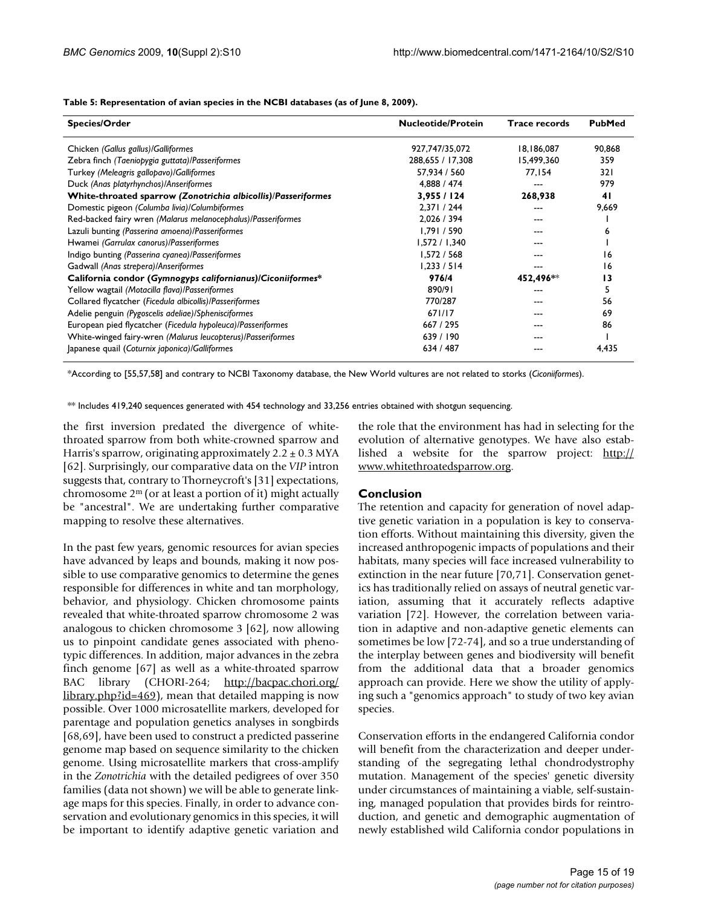**Table 5: Representation of avian species in the NCBI databases (as of June 8, 2009).**

| Species/Order | Nucleotide/Protein | Trace records | PubMed |
|---|---|---|---|
| Chicken *(Gallus gallus)*/Galliformes | 927,747/35,072 | 18,186,087 | 90,868 |
| Zebra finch *(Taeniopygia guttata)*/Passeriformes | 288,655 / 17,308 | 15,499,360 | 359 |
| Turkey *(Meleagris gallopavo)*/Galliformes | 57,934 / 560 | 77,154 | 321 |
| Duck *(Anas platyrhynchos)*/Anseriformes | 4,888 / 474 | --- | 979 |
| **White-throated sparrow *(Zonotrichia albicollis)*/Passeriformes** | **3,955 / 124** | **268,938** | **41** |
| Domestic pigeon *(Columba livia)*/Columbiformes | 2,371 / 244 | --- | 9,669 |
| Red-backed fairy wren *(Malarus melanocephalus)*/Passeriformes | 2,026 / 394 | --- | 1 |
| Lazuli bunting *(Passerina amoena)*/Passeriformes | 1,791 / 590 | --- | 6 |
| Hwamei *(Garrulax canorus)*/Passeriformes | 1,572 / 1,340 | --- | 1 |
| Indigo bunting *(Passerina cyanea)*/Passeriformes | 1,572 / 568 | --- | 16 |
| Gadwall *(Anas strepera)*/Anseriformes | 1,233 / 514 | --- | 16 |
| **California condor *(Gymnogyps californianus)*/Ciconiiformes*** | **976/4** | **452,496**** | **13** |
| Yellow wagtail *(Motacilla flava)*/Passeriformes | 890/91 | --- | 5 |
| Collared flycatcher (*Ficedula albicollis)*/Passeriformes | 770/287 | --- | 56 |
| Adelie penguin *(Pygoscelis adeliae)*/Sphenisciformes | 671/17 | --- | 69 |
| European pied flycatcher (*Ficedula hypoleuca)*/Passeriformes | 667 / 295 | --- | 86 |
| White-winged fairy-wren *(Malurus leucopterus)*/Passeriformes | 639 / 190 | --- | 1 |
| Japanese quail (*Coturnix japonica)*/Galliformes | 634 / 487 | --- | 4,435 |

*According to [55,57,58] and contrary to NCBI Taxonomy database, the New World vultures are not related to storks (*Ciconiiformes*).

** Includes 419,240 sequences generated with 454 technology and 33,256 entries obtained with shotgun sequencing.

the first inversion predated the divergence of white-throated sparrow from both white-crowned sparrow and Harris's sparrow, originating approximately 2.2 ± 0.3 MYA [62]. Surprisingly, our comparative data on the *VIP* intron suggests that, contrary to Thorneycroft's [31] expectations, chromosome $2^m$ (or at least a portion of it) might actually be "ancestral". We are undertaking further comparative mapping to resolve these alternatives.

In the past few years, genomic resources for avian species have advanced by leaps and bounds, making it now possible to use comparative genomics to determine the genes responsible for differences in white and tan morphology, behavior, and physiology. Chicken chromosome paints revealed that white-throated sparrow chromosome 2 was analogous to chicken chromosome 3 [62], now allowing us to pinpoint candidate genes associated with phenotypic differences. In addition, major advances in the zebra finch genome [67] as well as a white-throated sparrow BAC library (CHORI-264; http://bacpac.chori.org/library.php?id=469), mean that detailed mapping is now possible. Over 1000 microsatellite markers, developed for parentage and population genetics analyses in songbirds [68,69], have been used to construct a predicted passerine genome map based on sequence similarity to the chicken genome. Using microsatellite markers that cross-amplify in the *Zonotrichia* with the detailed pedigrees of over 350 families (data not shown) we will be able to generate linkage maps for this species. Finally, in order to advance conservation and evolutionary genomics in this species, it will be important to identify adaptive genetic variation and the role that the environment has had in selecting for the evolution of alternative genotypes. We have also established a website for the sparrow project: http://www.whitethroatedsparrow.org.

## Conclusion

The retention and capacity for generation of novel adaptive genetic variation in a population is key to conservation efforts. Without maintaining this diversity, given the increased anthropogenic impacts of populations and their habitats, many species will face increased vulnerability to extinction in the near future [70,71]. Conservation genetics has traditionally relied on assays of neutral genetic variation, assuming that it accurately reflects adaptive variation [72]. However, the correlation between variation in adaptive and non-adaptive genetic elements can sometimes be low [72-74], and so a true understanding of the interplay between genes and biodiversity will benefit from the additional data that a broader genomics approach can provide. Here we show the utility of applying such a "genomics approach" to study of two key avian species.

Conservation efforts in the endangered California condor will benefit from the characterization and deeper understanding of the segregating lethal chondrodystrophy mutation. Management of the species' genetic diversity under circumstances of maintaining a viable, self-sustaining, managed population that provides birds for reintroduction, and genetic and demographic augmentation of newly established wild California condor populations in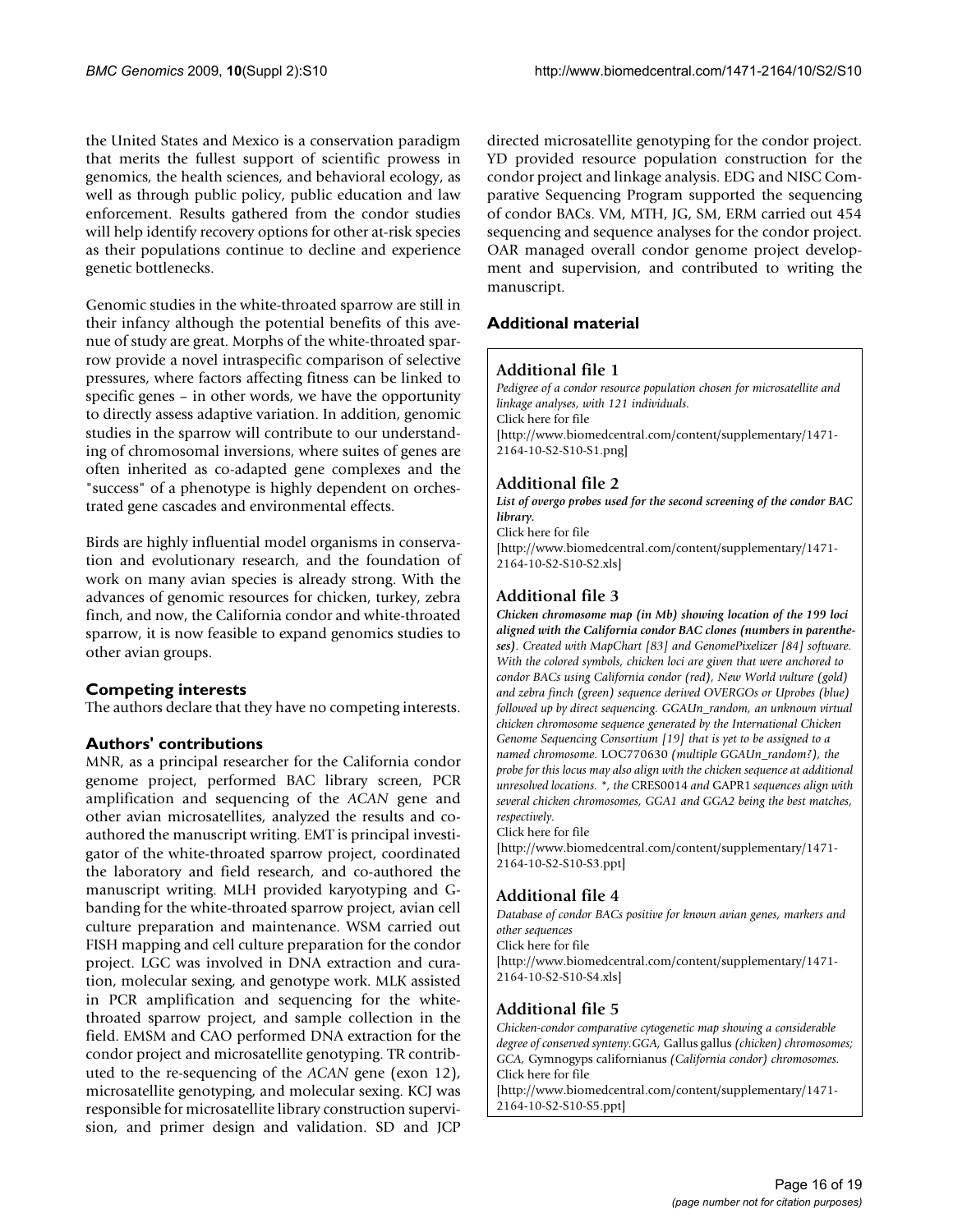the United States and Mexico is a conservation paradigm that merits the fullest support of scientific prowess in genomics, the health sciences, and behavioral ecology, as well as through public policy, public education and law enforcement. Results gathered from the condor studies will help identify recovery options for other at-risk species as their populations continue to decline and experience genetic bottlenecks.

Genomic studies in the white-throated sparrow are still in their infancy although the potential benefits of this avenue of study are great. Morphs of the white-throated sparrow provide a novel intraspecific comparison of selective pressures, where factors affecting fitness can be linked to specific genes – in other words, we have the opportunity to directly assess adaptive variation. In addition, genomic studies in the sparrow will contribute to our understanding of chromosomal inversions, where suites of genes are often inherited as co-adapted gene complexes and the "success" of a phenotype is highly dependent on orchestrated gene cascades and environmental effects.

Birds are highly influential model organisms in conservation and evolutionary research, and the foundation of work on many avian species is already strong. With the advances of genomic resources for chicken, turkey, zebra finch, and now, the California condor and white-throated sparrow, it is now feasible to expand genomics studies to other avian groups.

## Competing interests

The authors declare that they have no competing interests.

## Authors' contributions

MNR, as a principal researcher for the California condor genome project, performed BAC library screen, PCR amplification and sequencing of the *ACAN* gene and other avian microsatellites, analyzed the results and co-authored the manuscript writing. EMT is principal investigator of the white-throated sparrow project, coordinated the laboratory and field research, and co-authored the manuscript writing. MLH provided karyotyping and G-banding for the white-throated sparrow project, avian cell culture preparation and maintenance. WSM carried out FISH mapping and cell culture preparation for the condor project. LGC was involved in DNA extraction and curation, molecular sexing, and genotype work. MLK assisted in PCR amplification and sequencing for the white-throated sparrow project, and sample collection in the field. EMSM and CAO performed DNA extraction for the condor project and microsatellite genotyping. TR contributed to the re-sequencing of the *ACAN* gene (exon 12), microsatellite genotyping, and molecular sexing. KCJ was responsible for microsatellite library construction supervision, and primer design and validation. SD and JCP directed microsatellite genotyping for the condor project. YD provided resource population construction for the condor project and linkage analysis. EDG and NISC Comparative Sequencing Program supported the sequencing of condor BACs. VM, MTH, JG, SM, ERM carried out 454 sequencing and sequence analyses for the condor project. OAR managed overall condor genome project development and supervision, and contributed to writing the manuscript.

## Additional material

### Additional file 1

*Pedigree of a condor resource population chosen for microsatellite and linkage analyses, with 121 individuals.*
Click here for file
[http://www.biomedcentral.com/content/supplementary/1471-2164-10-S2-S10-S1.png]

### Additional file 2

***List of overgo probes used for the second screening of the condor BAC library.***
Click here for file
[http://www.biomedcentral.com/content/supplementary/1471-2164-10-S2-S10-S2.xls]

### Additional file 3

***Chicken chromosome map (in Mb) showing location of the 199 loci aligned with the California condor BAC clones (numbers in parentheses)**. Created with MapChart [83] and GenomePixelizer [84] software. With the colored symbols, chicken loci are given that were anchored to condor BACs using California condor (red), New World vulture (gold) and zebra finch (green) sequence derived OVERGOs or Uprobes (blue) followed up by direct sequencing. GGAUn_random, an unknown virtual chicken chromosome sequence generated by the International Chicken Genome Sequencing Consortium [19] that is yet to be assigned to a named chromosome.* LOC770630 *(multiple GGAUn_random?), the probe for this locus may also align with the chicken sequence at additional unresolved locations. *, the* CRES0014 *and* GAPR1 *sequences align with several chicken chromosomes, GGA1 and GGA2 being the best matches, respectively.*
Click here for file
[http://www.biomedcentral.com/content/supplementary/1471-2164-10-S2-S10-S3.ppt]

### Additional file 4

*Database of condor BACs positive for known avian genes, markers and other sequences*
Click here for file
[http://www.biomedcentral.com/content/supplementary/1471-2164-10-S2-S10-S4.xls]

### Additional file 5

*Chicken-condor comparative cytogenetic map showing a considerable degree of conserved synteny.GGA,* Gallus gallus *(chicken) chromosomes; GCA,* Gymnogyps californianus *(California condor) chromosomes.*
Click here for file
[http://www.biomedcentral.com/content/supplementary/1471-2164-10-S2-S10-S5.ppt]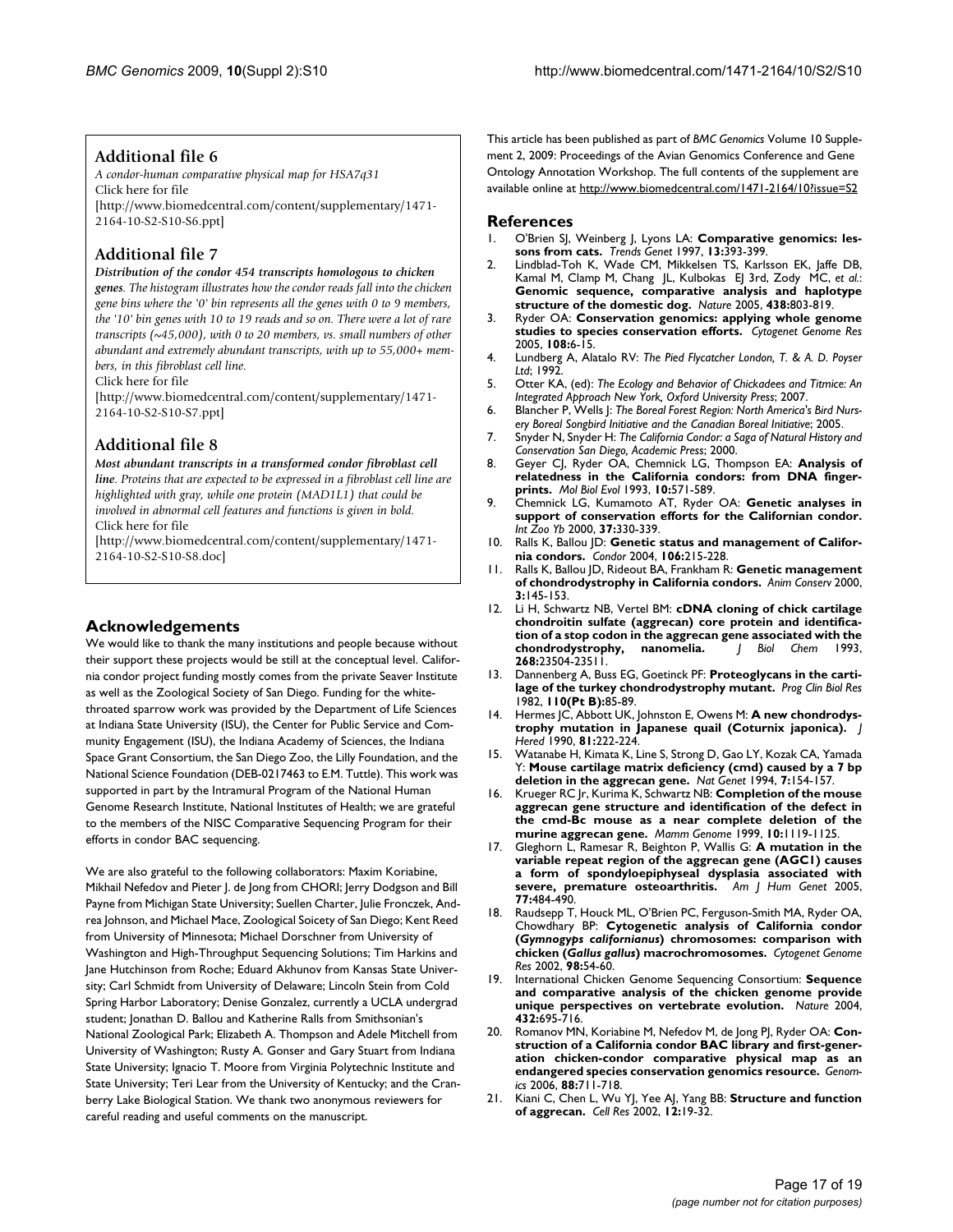## Additional file 6

*A condor-human comparative physical map for HSA7q31*

Click here for file

[http://www.biomedcentral.com/content/supplementary/1471-2164-10-S2-S10-S6.ppt]

## Additional file 7

***Distribution of the condor 454 transcripts homologous to chicken genes****. The histogram illustrates how the condor reads fall into the chicken gene bins where the '0' bin represents all the genes with 0 to 9 members, the '10' bin genes with 10 to 19 reads and so on. There were a lot of rare transcripts (~45,000), with 0 to 20 members, vs. small numbers of other abundant and extremely abundant transcripts, with up to 55,000+ members, in this fibroblast cell line.*

Click here for file

[http://www.biomedcentral.com/content/supplementary/1471-2164-10-S2-S10-S7.ppt]

## Additional file 8

***Most abundant transcripts in a transformed condor fibroblast cell line****. Proteins that are expected to be expressed in a fibroblast cell line are highlighted with gray, while one protein (MAD1L1) that could be involved in abnormal cell features and functions is given in bold.*

Click here for file

[http://www.biomedcentral.com/content/supplementary/1471-2164-10-S2-S10-S8.doc]

## Acknowledgements

We would like to thank the many institutions and people because without their support these projects would be still at the conceptual level. California condor project funding mostly comes from the private Seaver Institute as well as the Zoological Society of San Diego. Funding for the white-throated sparrow work was provided by the Department of Life Sciences at Indiana State University (ISU), the Center for Public Service and Community Engagement (ISU), the Indiana Academy of Sciences, the Indiana Space Grant Consortium, the San Diego Zoo, the Lilly Foundation, and the National Science Foundation (DEB-0217463 to E.M. Tuttle). This work was supported in part by the Intramural Program of the National Human Genome Research Institute, National Institutes of Health; we are grateful to the members of the NISC Comparative Sequencing Program for their efforts in condor BAC sequencing.

We are also grateful to the following collaborators: Maxim Koriabine, Mikhail Nefedov and Pieter J. de Jong from CHORI; Jerry Dodgson and Bill Payne from Michigan State University; Suellen Charter, Julie Fronczek, Andrea Johnson, and Michael Mace, Zoological Soicety of San Diego; Kent Reed from University of Minnesota; Michael Dorschner from University of Washington and High-Throughput Sequencing Solutions; Tim Harkins and Jane Hutchinson from Roche; Eduard Akhunov from Kansas State University; Carl Schmidt from University of Delaware; Lincoln Stein from Cold Spring Harbor Laboratory; Denise Gonzalez, currently a UCLA undergrad student; Jonathan D. Ballou and Katherine Ralls from Smithsonian's National Zoological Park; Elizabeth A. Thompson and Adele Mitchell from University of Washington; Rusty A. Gonser and Gary Stuart from Indiana State University; Ignacio T. Moore from Virginia Polytechnic Institute and State University; Teri Lear from the University of Kentucky; and the Cranberry Lake Biological Station. We thank two anonymous reviewers for careful reading and useful comments on the manuscript.

This article has been published as part of *BMC Genomics* Volume 10 Supplement 2, 2009: Proceedings of the Avian Genomics Conference and Gene Ontology Annotation Workshop. The full contents of the supplement are available online at http://www.biomedcentral.com/1471-2164/10?issue=S2

## References

1. O'Brien SJ, Weinberg J, Lyons LA: **Comparative genomics: lessons from cats.** *Trends Genet* 1997, **13:**393-399.
2. Lindblad-Toh K, Wade CM, Mikkelsen TS, Karlsson EK, Jaffe DB, Kamal M, Clamp M, Chang JL, Kulbokas EJ 3rd, Zody MC, *et al.*: **Genomic sequence, comparative analysis and haplotype structure of the domestic dog.** *Nature* 2005, **438:**803-819.
3. Ryder OA: **Conservation genomics: applying whole genome studies to species conservation efforts.** *Cytogenet Genome Res* 2005, **108:**6-15.
4. Lundberg A, Alatalo RV: *The Pied Flycatcher London, T. & A. D. Poyser Ltd*; 1992.
5. Otter KA, (ed): *The Ecology and Behavior of Chickadees and Titmice: An Integrated Approach New York, Oxford University Press*; 2007.
6. Blancher P, Wells J: *The Boreal Forest Region: North America's Bird Nursery Boreal Songbird Initiative and the Canadian Boreal Initiative*; 2005.
7. Snyder N, Snyder H: *The California Condor: a Saga of Natural History and Conservation San Diego, Academic Press*; 2000.
8. Geyer CJ, Ryder OA, Chemnick LG, Thompson EA: **Analysis of relatedness in the California condors: from DNA fingerprints.** *Mol Biol Evol* 1993, **10:**571-589.
9. Chemnick LG, Kumamoto AT, Ryder OA: **Genetic analyses in support of conservation efforts for the Californian condor.** *Int Zoo Yb* 2000, **37:**330-339.
10. Ralls K, Ballou JD: **Genetic status and management of California condors.** *Condor* 2004, **106:**215-228.
11. Ralls K, Ballou JD, Rideout BA, Frankham R: **Genetic management of chondrodystrophy in California condors.** *Anim Conserv* 2000, **3:**145-153.
12. Li H, Schwartz NB, Vertel BM: **cDNA cloning of chick cartilage chondroitin sulfate (aggrecan) core protein and identification of a stop codon in the aggrecan gene associated with the chondrodystrophy, nanomelia.** *J Biol Chem* 1993, **268:**23504-23511.
13. Dannenberg A, Buss EG, Goetinck PF: **Proteoglycans in the cartilage of the turkey chondrodystrophy mutant.** *Prog Clin Biol Res* 1982, **110(Pt B):**85-89.
14. Hermes JC, Abbott UK, Johnston E, Owens M: **A new chondrodystrophy mutation in Japanese quail (Coturnix japonica).** *J Hered* 1990, **81:**222-224.
15. Watanabe H, Kimata K, Line S, Strong D, Gao LY, Kozak CA, Yamada Y: **Mouse cartilage matrix deficiency (cmd) caused by a 7 bp deletion in the aggrecan gene.** *Nat Genet* 1994, **7:**154-157.
16. Krueger RC Jr, Kurima K, Schwartz NB: **Completion of the mouse aggrecan gene structure and identification of the defect in the cmd-Bc mouse as a near complete deletion of the murine aggrecan gene.** *Mamm Genome* 1999, **10:**1119-1125.
17. Gleghorn L, Ramesar R, Beighton P, Wallis G: **A mutation in the variable repeat region of the aggrecan gene (AGC1) causes a form of spondyloepiphyseal dysplasia associated with severe, premature osteoarthritis.** *Am J Hum Genet* 2005, **77:**484-490.
18. Raudsepp T, Houck ML, O'Brien PC, Ferguson-Smith MA, Ryder OA, Chowdhary BP: **Cytogenetic analysis of California condor (*Gymnogyps californianus*) chromosomes: comparison with chicken (*Gallus gallus*) macrochromosomes.** *Cytogenet Genome Res* 2002, **98:**54-60.
19. International Chicken Genome Sequencing Consortium: **Sequence and comparative analysis of the chicken genome provide unique perspectives on vertebrate evolution.** *Nature* 2004, **432:**695-716.
20. Romanov MN, Koriabine M, Nefedov M, de Jong PJ, Ryder OA: **Construction of a California condor BAC library and first-generation chicken-condor comparative physical map as an endangered species conservation genomics resource.** *Genomics* 2006, **88:**711-718.
21. Kiani C, Chen L, Wu YJ, Yee AJ, Yang BB: **Structure and function of aggrecan.** *Cell Res* 2002, **12:**19-32.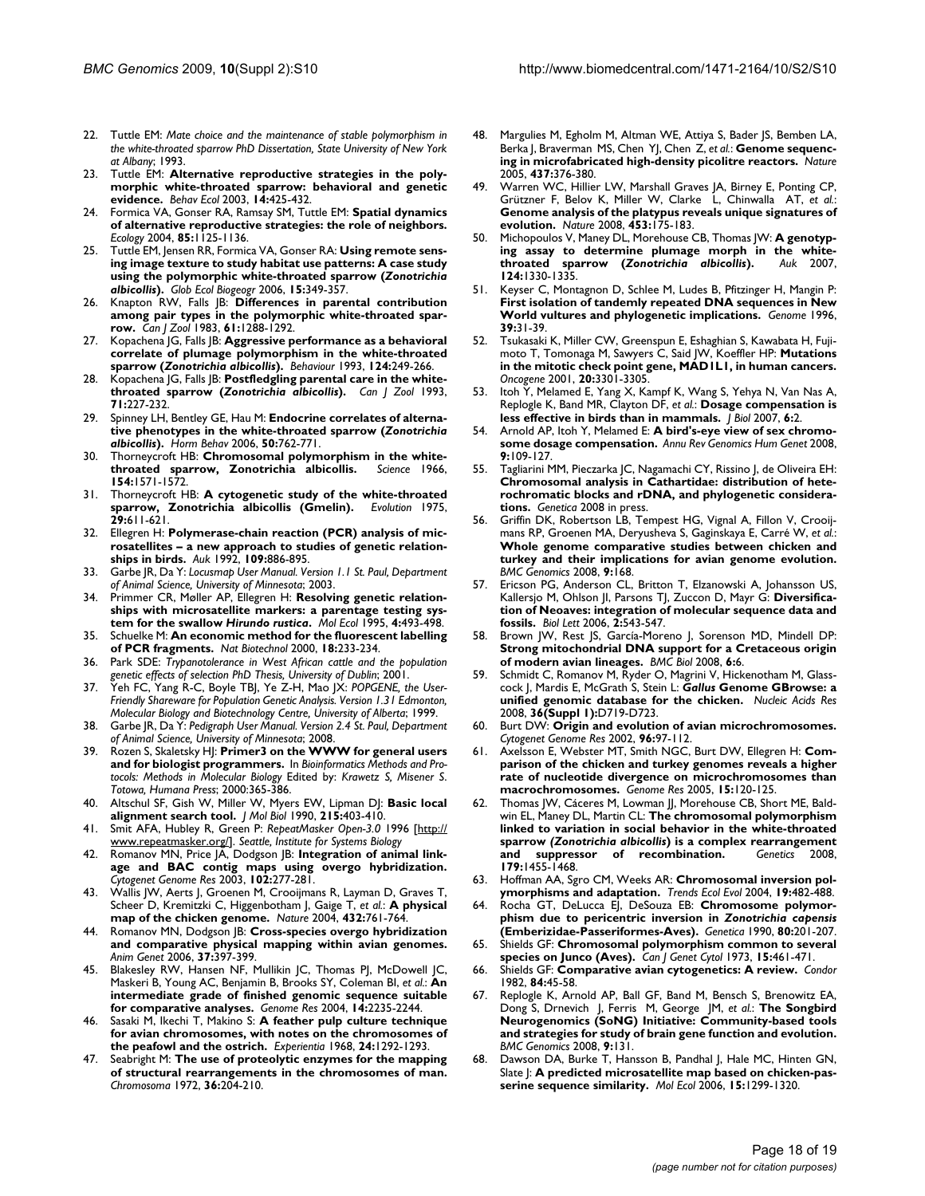22. Tuttle EM: *Mate choice and the maintenance of stable polymorphism in the white-throated sparrow PhD Dissertation, State University of New York at Albany*; 1993.
23. Tuttle EM: **Alternative reproductive strategies in the polymorphic white-throated sparrow: behavioral and genetic evidence.** *Behav Ecol* 2003, **14:**425-432.
24. Formica VA, Gonser RA, Ramsay SM, Tuttle EM: **Spatial dynamics of alternative reproductive strategies: the role of neighbors.** *Ecology* 2004, **85:**1125-1136.
25. Tuttle EM, Jensen RR, Formica VA, Gonser RA: **Using remote sensing image texture to study habitat use patterns: A case study using the polymorphic white-throated sparrow (*Zonotrichia albicollis*).** *Glob Ecol Biogeogr* 2006, **15:**349-357.
26. Knapton RW, Falls JB: **Differences in parental contribution among pair types in the polymorphic white-throated sparrow.** *Can J Zool* 1983, **61:**1288-1292.
27. Kopachena JG, Falls JB: **Aggressive performance as a behavioral correlate of plumage polymorphism in the white-throated sparrow (*Zonotrichia albicollis*).** *Behaviour* 1993, **124:**249-266.
28. Kopachena JG, Falls JB: **Postfledgling parental care in the white-throated sparrow (*Zonotrichia albicollis*).** *Can J Zool* 1993, **71:**227-232.
29. Spinney LH, Bentley GE, Hau M: **Endocrine correlates of alternative phenotypes in the white-throated sparrow (*Zonotrichia albicollis*).** *Horm Behav* 2006, **50:**762-771.
30. Thorneycroft HB: **Chromosomal polymorphism in the white-throated sparrow, Zonotrichia albicollis.** *Science* 1966, **154:**1571-1572.
31. Thorneycroft HB: **A cytogenetic study of the white-throated sparrow, Zonotrichia albicollis (Gmelin).** *Evolution* 1975, **29:**611-621.
32. Ellegren H: **Polymerase-chain reaction (PCR) analysis of microsatellites – a new approach to studies of genetic relationships in birds.** *Auk* 1992, **109:**886-895.
33. Garbe JR, Da Y: *Locusmap User Manual. Version 1.1 St. Paul, Department of Animal Science, University of Minnesota*; 2003.
34. Primmer CR, Møller AP, Ellegren H: **Resolving genetic relationships with microsatellite markers: a parentage testing system for the swallow *Hirundo rustica*.** *Mol Ecol* 1995, **4:**493-498.
35. Schuelke M: **An economic method for the fluorescent labelling of PCR fragments.** *Nat Biotechnol* 2000, **18:**233-234.
36. Park SDE: *Trypanotolerance in West African cattle and the population genetic effects of selection PhD Thesis, University of Dublin*; 2001.
37. Yeh FC, Yang R-C, Boyle TBJ, Ye Z-H, Mao JX: *POPGENE, the User-Friendly Shareware for Population Genetic Analysis. Version 1.31 Edmonton, Molecular Biology and Biotechnology Centre, University of Alberta*; 1999.
38. Garbe JR, Da Y: *Pedigraph User Manual. Version 2.4 St. Paul, Department of Animal Science, University of Minnesota*; 2008.
39. Rozen S, Skaletsky HJ: **Primer3 on the WWW for general users and for biologist programmers.** In *Bioinformatics Methods and Protocols: Methods in Molecular Biology* Edited by: *Krawetz S, Misener S. Totowa, Humana Press*; 2000:365-386.
40. Altschul SF, Gish W, Miller W, Myers EW, Lipman DJ: **Basic local alignment search tool.** *J Mol Biol* 1990, **215:**403-410.
41. Smit AFA, Hubley R, Green P: *RepeatMasker Open-3.0* 1996 [http://www.repeatmasker.org/]. *Seattle, Institute for Systems Biology*
42. Romanov MN, Price JA, Dodgson JB: **Integration of animal linkage and BAC contig maps using overgo hybridization.** *Cytogenet Genome Res* 2003, **102:**277-281.
43. Wallis JW, Aerts J, Groenen M, Crooijmans R, Layman D, Graves T, Scheer D, Kremitzki C, Higgenbotham J, Gaige T, *et al.*: **A physical map of the chicken genome.** *Nature* 2004, **432:**761-764.
44. Romanov MN, Dodgson JB: **Cross-species overgo hybridization and comparative physical mapping within avian genomes.** *Anim Genet* 2006, **37:**397-399.
45. Blakesley RW, Hansen NF, Mullikin JC, Thomas PJ, McDowell JC, Maskeri B, Young AC, Benjamin B, Brooks SY, Coleman BI, *et al.*: **An intermediate grade of finished genomic sequence suitable for comparative analyses.** *Genome Res* 2004, **14:**2235-2244.
46. Sasaki M, Ikechi T, Makino S: **A feather pulp culture technique for avian chromosomes, with notes on the chromosomes of the peafowl and the ostrich.** *Experientia* 1968, **24:**1292-1293.
47. Seabright M: **The use of proteolytic enzymes for the mapping of structural rearrangements in the chromosomes of man.** *Chromosoma* 1972, **36:**204-210.
48. Margulies M, Egholm M, Altman WE, Attiya S, Bader JS, Bemben LA, Berka J, Braverman MS, Chen YJ, Chen Z, *et al.*: **Genome sequencing in microfabricated high-density picolitre reactors.** *Nature* 2005, **437:**376-380.
49. Warren WC, Hillier LW, Marshall Graves JA, Birney E, Ponting CP, Grützner F, Belov K, Miller W, Clarke L, Chinwalla AT, *et al.*: **Genome analysis of the platypus reveals unique signatures of evolution.** *Nature* 2008, **453:**175-183.
50. Michopoulos V, Maney DL, Morehouse CB, Thomas JW: **A genotyping assay to determine plumage morph in the white-throated sparrow (*Zonotrichia albicollis*).** *Auk* 2007, **124:**1330-1335.
51. Keyser C, Montagnon D, Schlee M, Ludes B, Pfitzinger H, Mangin P: **First isolation of tandemly repeated DNA sequences in New World vultures and phylogenetic implications.** *Genome* 1996, **39:**31-39.
52. Tsukasaki K, Miller CW, Greenspun E, Eshaghian S, Kawabata H, Fujimoto T, Tomonaga M, Sawyers C, Said JW, Koeffler HP: **Mutations in the mitotic check point gene, MAD1L1, in human cancers.** *Oncogene* 2001, **20:**3301-3305.
53. Itoh Y, Melamed E, Yang X, Kampf K, Wang S, Yehya N, Van Nas A, Replogle K, Band MR, Clayton DF, *et al.*: **Dosage compensation is less effective in birds than in mammals.** *J Biol* 2007, **6:**2.
54. Arnold AP, Itoh Y, Melamed E: **A bird's-eye view of sex chromosome dosage compensation.** *Annu Rev Genomics Hum Genet* 2008, **9:**109-127.
55. Tagliarini MM, Pieczarka JC, Nagamachi CY, Rissino J, de Oliveira EH: **Chromosomal analysis in Cathartidae: distribution of heterochromatic blocks and rDNA, and phylogenetic considerations.** *Genetica* 2008 in press.
56. Griffin DK, Robertson LB, Tempest HG, Vignal A, Fillon V, Crooijmans RP, Groenen MA, Deryusheva S, Gaginskaya E, Carré W, *et al.*: **Whole genome comparative studies between chicken and turkey and their implications for avian genome evolution.** *BMC Genomics* 2008, **9:**168.
57. Ericson PG, Anderson CL, Britton T, Elzanowski A, Johansson US, Kallersjo M, Ohlson JI, Parsons TJ, Zuccon D, Mayr G: **Diversification of Neoaves: integration of molecular sequence data and fossils.** *Biol Lett* 2006, **2:**543-547.
58. Brown JW, Rest JS, García-Moreno J, Sorenson MD, Mindell DP: **Strong mitochondrial DNA support for a Cretaceous origin of modern avian lineages.** *BMC Biol* 2008, **6:**6.
59. Schmidt C, Romanov M, Ryder O, Magrini V, Hickenotham M, Glasscock J, Mardis E, McGrath S, Stein L: ***Gallus* Genome GBrowse: a unified genomic database for the chicken.** *Nucleic Acids Res* 2008, **36(Suppl 1):**D719-D723.
60. Burt DW: **Origin and evolution of avian microchromosomes.** *Cytogenet Genome Res* 2002, **96:**97-112.
61. Axelsson E, Webster MT, Smith NGC, Burt DW, Ellegren H: **Comparison of the chicken and turkey genomes reveals a higher rate of nucleotide divergence on microchromosomes than macrochromosomes.** *Genome Res* 2005, **15:**120-125.
62. Thomas JW, Cáceres M, Lowman JJ, Morehouse CB, Short ME, Baldwin EL, Maney DL, Martin CL: **The chromosomal polymorphism linked to variation in social behavior in the white-throated sparrow (*Zonotrichia albicollis*) is a complex rearrangement and suppressor of recombination.** *Genetics* 2008, **179:**1455-1468.
63. Hoffman AA, Sgro CM, Weeks AR: **Chromosomal inversion polymorphisms and adaptation.** *Trends Ecol Evol* 2004, **19:**482-488.
64. Rocha GT, DeLucca EJ, DeSouza EB: **Chromosome polymorphism due to pericentric inversion in *Zonotrichia capensis* (Emberizidae-Passeriformes-Aves).** *Genetica* 1990, **80:**201-207.
65. Shields GF: **Chromosomal polymorphism common to several species on Junco (Aves).** *Can J Genet Cytol* 1973, **15:**461-471.
66. Shields GF: **Comparative avian cytogenetics: A review.** *Condor* 1982, **84:**45-58.
67. Replogle K, Arnold AP, Ball GF, Band M, Bensch S, Brenowitz EA, Dong S, Drnevich J, Ferris M, George JM, *et al.*: **The Songbird Neurogenomics (SoNG) Initiative: Community-based tools and strategies for study of brain gene function and evolution.** *BMC Genomics* 2008, **9:**131.
68. Dawson DA, Burke T, Hansson B, Pandhal J, Hale MC, Hinten GN, Slate J: **A predicted microsatellite map based on chicken-passerine sequence similarity.** *Mol Ecol* 2006, **15:**1299-1320.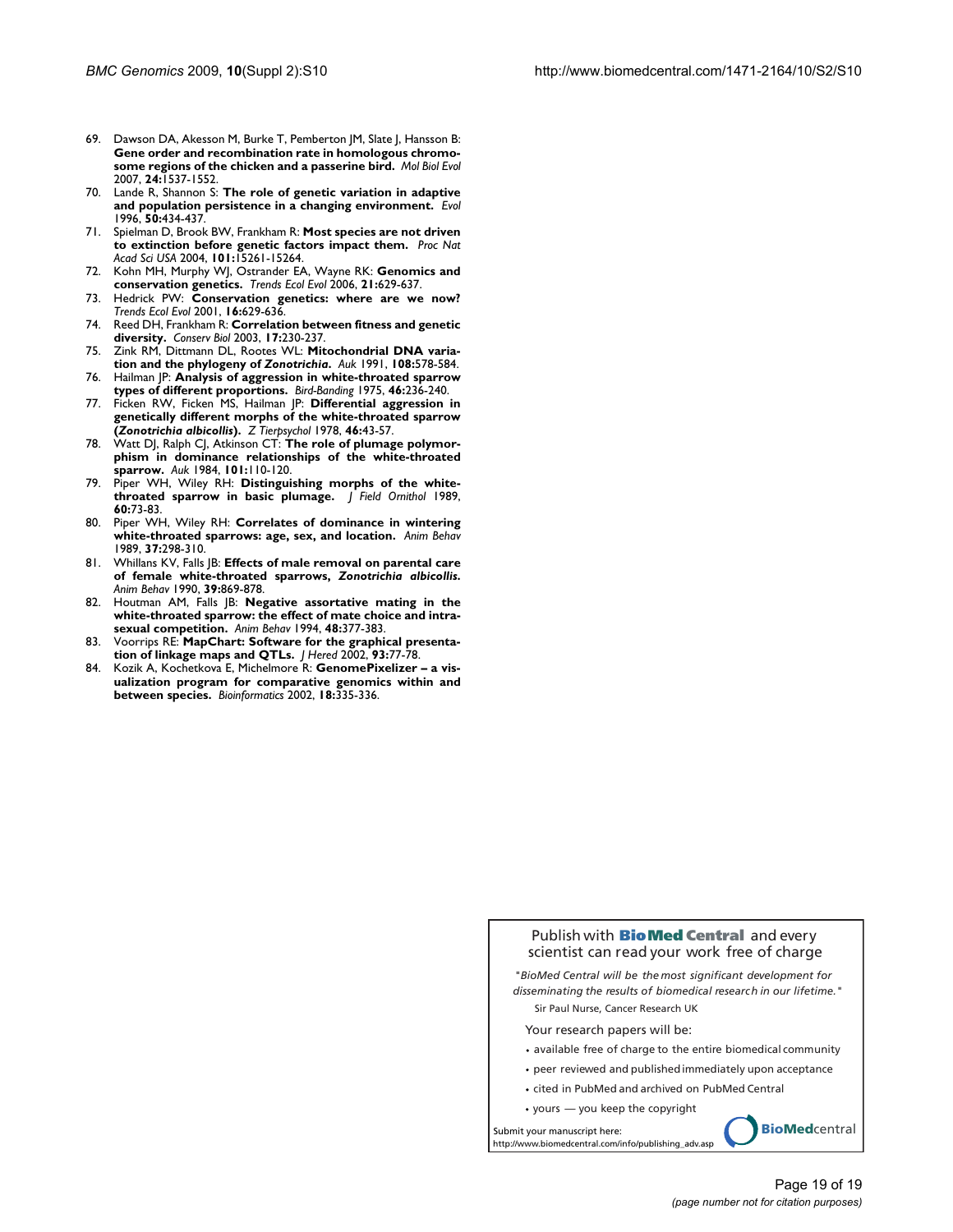69. Dawson DA, Akesson M, Burke T, Pemberton JM, Slate J, Hansson B: **Gene order and recombination rate in homologous chromosome regions of the chicken and a passerine bird.** *Mol Biol Evol* 2007, **24:**1537-1552.
70. Lande R, Shannon S: **The role of genetic variation in adaptive and population persistence in a changing environment.** *Evol* 1996, **50:**434-437.
71. Spielman D, Brook BW, Frankham R: **Most species are not driven to extinction before genetic factors impact them.** *Proc Nat Acad Sci USA* 2004, **101:**15261-15264.
72. Kohn MH, Murphy WJ, Ostrander EA, Wayne RK: **Genomics and conservation genetics.** *Trends Ecol Evol* 2006, **21:**629-637.
73. Hedrick PW: **Conservation genetics: where are we now?** *Trends Ecol Evol* 2001, **16:**629-636.
74. Reed DH, Frankham R: **Correlation between fitness and genetic diversity.** *Conserv Biol* 2003, **17:**230-237.
75. Zink RM, Dittmann DL, Rootes WL: **Mitochondrial DNA variation and the phylogeny of *Zonotrichia*.** *Auk* 1991, **108:**578-584.
76. Hailman JP: **Analysis of aggression in white-throated sparrow types of different proportions.** *Bird-Banding* 1975, **46:**236-240.
77. Ficken RW, Ficken MS, Hailman JP: **Differential aggression in genetically different morphs of the white-throated sparrow (*Zonotrichia albicollis*).** *Z Tierpsychol* 1978, **46:**43-57.
78. Watt DJ, Ralph CJ, Atkinson CT: **The role of plumage polymorphism in dominance relationships of the white-throated sparrow.** *Auk* 1984, **101:**110-120.
79. Piper WH, Wiley RH: **Distinguishing morphs of the white-throated sparrow in basic plumage.** *J Field Ornithol* 1989, **60:**73-83.
80. Piper WH, Wiley RH: **Correlates of dominance in wintering white-throated sparrows: age, sex, and location.** *Anim Behav* 1989, **37:**298-310.
81. Whillans KV, Falls JB: **Effects of male removal on parental care of female white-throated sparrows, *Zonotrichia albicollis*.** *Anim Behav* 1990, **39:**869-878.
82. Houtman AM, Falls JB: **Negative assortative mating in the white-throated sparrow: the effect of mate choice and intrasexual competition.** *Anim Behav* 1994, **48:**377-383.
83. Voorrips RE: **MapChart: Software for the graphical presentation of linkage maps and QTLs.** *J Hered* 2002, **93:**77-78.
84. Kozik A, Kochetkova E, Michelmore R: **GenomePixelizer – a visualization program for comparative genomics within and between species.** *Bioinformatics* 2002, **18:**335-336.

Publish with **BioMed Central** and every scientist can read your work free of charge

*"BioMed Central will be the most significant development for disseminating the results of biomedical research in our lifetime."*

Sir Paul Nurse, Cancer Research UK

Your research papers will be:

- available free of charge to the entire biomedical community
- peer reviewed and published immediately upon acceptance
- cited in PubMed and archived on PubMed Central
- yours — you keep the copyright

Submit your manuscript here:
http://www.biomedcentral.com/info/publishing_adv.asp

**BioMed**central